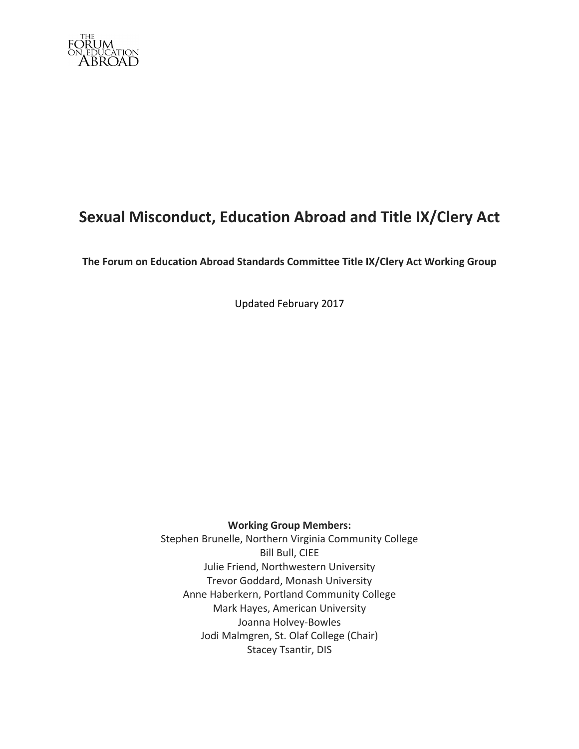THE FORUM ON EDUCATION ABROAD

# Sexual Misconduct, Education Abroad and Title IX/Clery Act

**The Forum on Education Abroad Standards Committee Title IX/Clery Act Working Group**

Updated February 2017

**Working Group Members:**

Stephen Brunelle, Northern Virginia Community College
Bill Bull, CIEE
Julie Friend, Northwestern University
Trevor Goddard, Monash University
Anne Haberkern, Portland Community College
Mark Hayes, American University
Joanna Holvey-Bowles
Jodi Malmgren, St. Olaf College (Chair)
Stacey Tsantir, DIS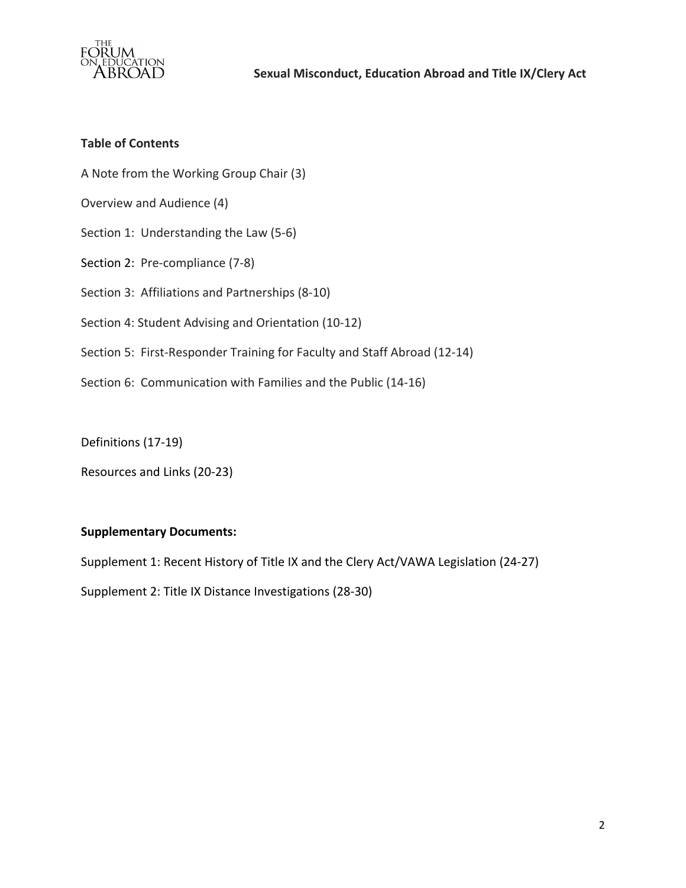**Table of Contents**

A Note from the Working Group Chair (3)

Overview and Audience (4)

Section 1: Understanding the Law (5-6)

Section 2: Pre-compliance (7-8)

Section 3: Affiliations and Partnerships (8-10)

Section 4: Student Advising and Orientation (10-12)

Section 5: First-Responder Training for Faculty and Staff Abroad (12-14)

Section 6: Communication with Families and the Public (14-16)

Definitions (17-19)

Resources and Links (20-23)

**Supplementary Documents:**

Supplement 1: Recent History of Title IX and the Clery Act/VAWA Legislation (24-27)

Supplement 2: Title IX Distance Investigations (28-30)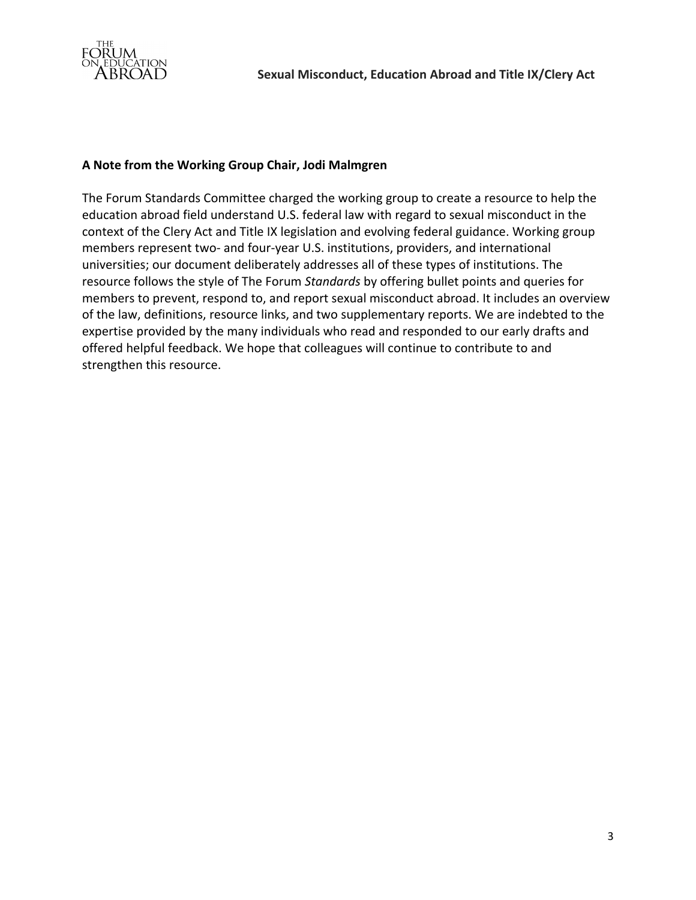**A Note from the Working Group Chair, Jodi Malmgren**

The Forum Standards Committee charged the working group to create a resource to help the education abroad field understand U.S. federal law with regard to sexual misconduct in the context of the Clery Act and Title IX legislation and evolving federal guidance. Working group members represent two- and four-year U.S. institutions, providers, and international universities; our document deliberately addresses all of these types of institutions. The resource follows the style of The Forum *Standards* by offering bullet points and queries for members to prevent, respond to, and report sexual misconduct abroad. It includes an overview of the law, definitions, resource links, and two supplementary reports. We are indebted to the expertise provided by the many individuals who read and responded to our early drafts and offered helpful feedback. We hope that colleagues will continue to contribute to and strengthen this resource.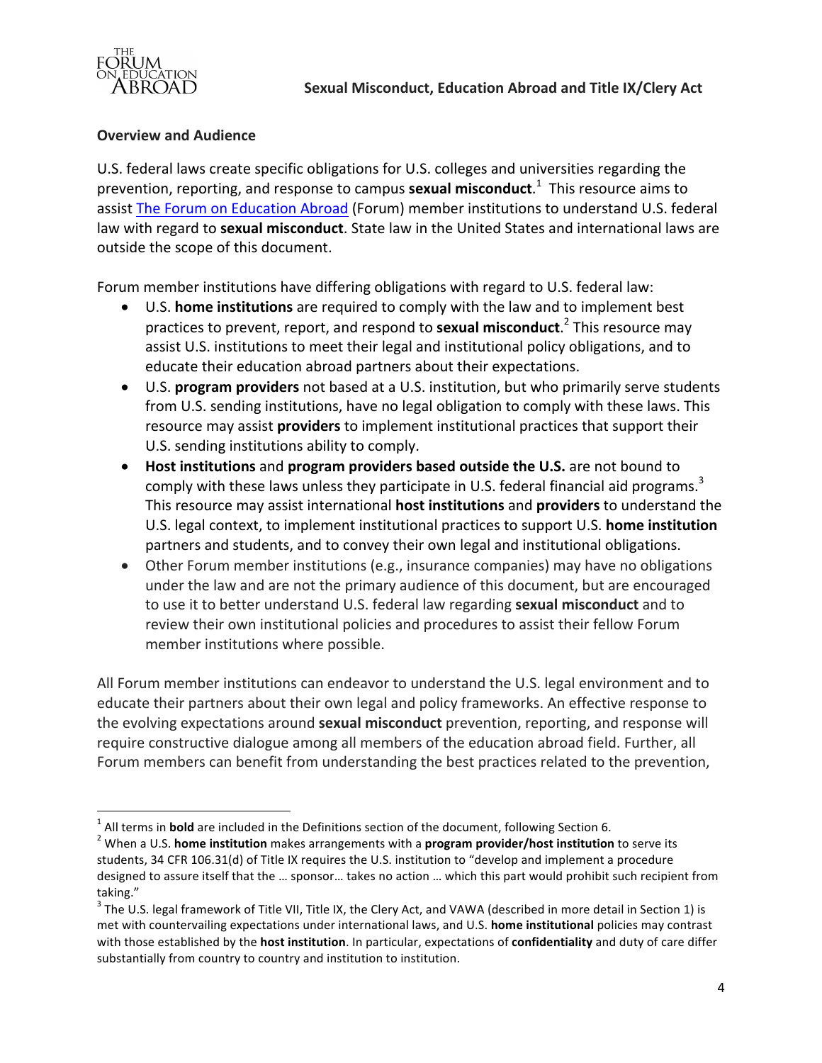## Overview and Audience

U.S. federal laws create specific obligations for U.S. colleges and universities regarding the prevention, reporting, and response to campus **sexual misconduct**.[1] This resource aims to assist The Forum on Education Abroad (Forum) member institutions to understand U.S. federal law with regard to **sexual misconduct**. State law in the United States and international laws are outside the scope of this document.

Forum member institutions have differing obligations with regard to U.S. federal law:

- U.S. **home institutions** are required to comply with the law and to implement best practices to prevent, report, and respond to **sexual misconduct**.[2] This resource may assist U.S. institutions to meet their legal and institutional policy obligations, and to educate their education abroad partners about their expectations.
- U.S. **program providers** not based at a U.S. institution, but who primarily serve students from U.S. sending institutions, have no legal obligation to comply with these laws. This resource may assist **providers** to implement institutional practices that support their U.S. sending institutions ability to comply.
- **Host institutions** and **program providers based outside the U.S.** are not bound to comply with these laws unless they participate in U.S. federal financial aid programs.[3] This resource may assist international **host institutions** and **providers** to understand the U.S. legal context, to implement institutional practices to support U.S. **home institution** partners and students, and to convey their own legal and institutional obligations.
- Other Forum member institutions (e.g., insurance companies) may have no obligations under the law and are not the primary audience of this document, but are encouraged to use it to better understand U.S. federal law regarding **sexual misconduct** and to review their own institutional policies and procedures to assist their fellow Forum member institutions where possible.

All Forum member institutions can endeavor to understand the U.S. legal environment and to educate their partners about their own legal and policy frameworks. An effective response to the evolving expectations around **sexual misconduct** prevention, reporting, and response will require constructive dialogue among all members of the education abroad field. Further, all Forum members can benefit from understanding the best practices related to the prevention,

---

[1] All terms in **bold** are included in the Definitions section of the document, following Section 6.

[2] When a U.S. **home institution** makes arrangements with a **program provider/host institution** to serve its students, 34 CFR 106.31(d) of Title IX requires the U.S. institution to "develop and implement a procedure designed to assure itself that the … sponsor… takes no action … which this part would prohibit such recipient from taking."

[3] The U.S. legal framework of Title VII, Title IX, the Clery Act, and VAWA (described in more detail in Section 1) is met with countervailing expectations under international laws, and U.S. **home institutional** policies may contrast with those established by the **host institution**. In particular, expectations of **confidentiality** and duty of care differ substantially from country to country and institution to institution.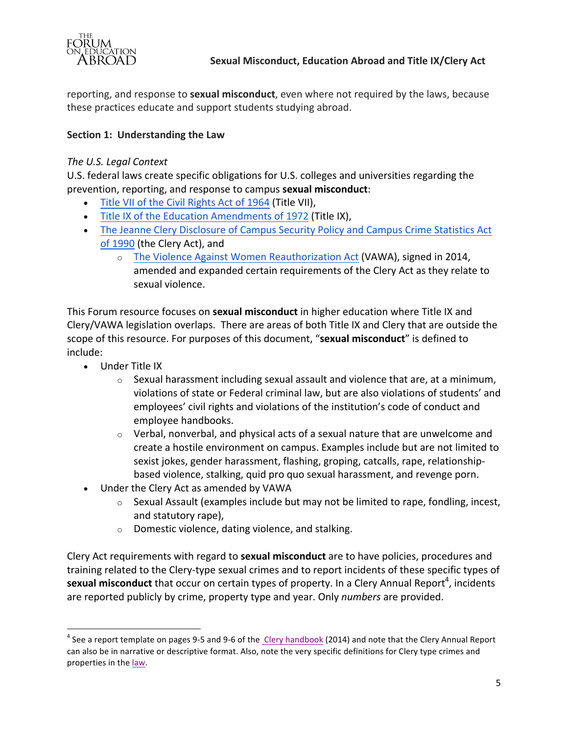reporting, and response to **sexual misconduct**, even where not required by the laws, because these practices educate and support students studying abroad.

**Section 1: Understanding the Law**

*The U.S. Legal Context*

U.S. federal laws create specific obligations for U.S. colleges and universities regarding the prevention, reporting, and response to campus **sexual misconduct**:

- Title VII of the Civil Rights Act of 1964 (Title VII),
- Title IX of the Education Amendments of 1972 (Title IX),
- The Jeanne Clery Disclosure of Campus Security Policy and Campus Crime Statistics Act of 1990 (the Clery Act), and
    - The Violence Against Women Reauthorization Act (VAWA), signed in 2014, amended and expanded certain requirements of the Clery Act as they relate to sexual violence.

This Forum resource focuses on **sexual misconduct** in higher education where Title IX and Clery/VAWA legislation overlaps. There are areas of both Title IX and Clery that are outside the scope of this resource. For purposes of this document, "**sexual misconduct**" is defined to include:

- Under Title IX
    - Sexual harassment including sexual assault and violence that are, at a minimum, violations of state or Federal criminal law, but are also violations of students' and employees' civil rights and violations of the institution's code of conduct and employee handbooks.
    - Verbal, nonverbal, and physical acts of a sexual nature that are unwelcome and create a hostile environment on campus. Examples include but are not limited to sexist jokes, gender harassment, flashing, groping, catcalls, rape, relationship-based violence, stalking, quid pro quo sexual harassment, and revenge porn.
- Under the Clery Act as amended by VAWA
    - Sexual Assault (examples include but may not be limited to rape, fondling, incest, and statutory rape),
    - Domestic violence, dating violence, and stalking.

Clery Act requirements with regard to **sexual misconduct** are to have policies, procedures and training related to the Clery-type sexual crimes and to report incidents of these specific types of **sexual misconduct** that occur on certain types of property. In a Clery Annual Report[4], incidents are reported publicly by crime, property type and year. Only *numbers* are provided.

[4] See a report template on pages 9-5 and 9-6 of the Clery handbook (2014) and note that the Clery Annual Report can also be in narrative or descriptive format. Also, note the very specific definitions for Clery type crimes and properties in the law.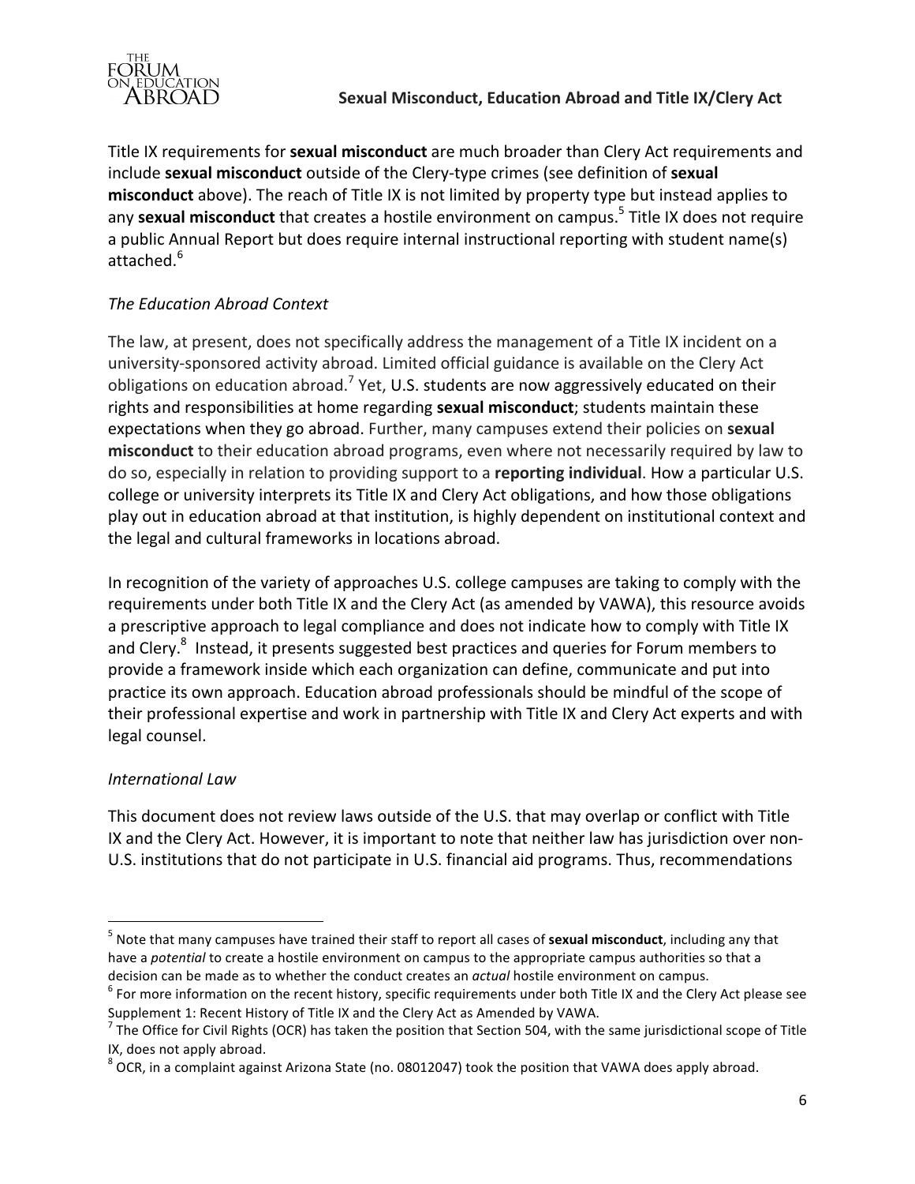Title IX requirements for **sexual misconduct** are much broader than Clery Act requirements and include **sexual misconduct** outside of the Clery-type crimes (see definition of **sexual misconduct** above). The reach of Title IX is not limited by property type but instead applies to any **sexual misconduct** that creates a hostile environment on campus.[5] Title IX does not require a public Annual Report but does require internal instructional reporting with student name(s) attached.[6]

*The Education Abroad Context*

The law, at present, does not specifically address the management of a Title IX incident on a university-sponsored activity abroad. Limited official guidance is available on the Clery Act obligations on education abroad.[7] Yet, U.S. students are now aggressively educated on their rights and responsibilities at home regarding **sexual misconduct**; students maintain these expectations when they go abroad. Further, many campuses extend their policies on **sexual misconduct** to their education abroad programs, even where not necessarily required by law to do so, especially in relation to providing support to a **reporting individual**. How a particular U.S. college or university interprets its Title IX and Clery Act obligations, and how those obligations play out in education abroad at that institution, is highly dependent on institutional context and the legal and cultural frameworks in locations abroad.

In recognition of the variety of approaches U.S. college campuses are taking to comply with the requirements under both Title IX and the Clery Act (as amended by VAWA), this resource avoids a prescriptive approach to legal compliance and does not indicate how to comply with Title IX and Clery.[8] Instead, it presents suggested best practices and queries for Forum members to provide a framework inside which each organization can define, communicate and put into practice its own approach. Education abroad professionals should be mindful of the scope of their professional expertise and work in partnership with Title IX and Clery Act experts and with legal counsel.

*International Law*

This document does not review laws outside of the U.S. that may overlap or conflict with Title IX and the Clery Act. However, it is important to note that neither law has jurisdiction over non-U.S. institutions that do not participate in U.S. financial aid programs. Thus, recommendations

---

[5] Note that many campuses have trained their staff to report all cases of **sexual misconduct**, including any that have a *potential* to create a hostile environment on campus to the appropriate campus authorities so that a decision can be made as to whether the conduct creates an *actual* hostile environment on campus.

[6] For more information on the recent history, specific requirements under both Title IX and the Clery Act please see Supplement 1: Recent History of Title IX and the Clery Act as Amended by VAWA.

[7] The Office for Civil Rights (OCR) has taken the position that Section 504, with the same jurisdictional scope of Title IX, does not apply abroad.

[8] OCR, in a complaint against Arizona State (no. 08012047) took the position that VAWA does apply abroad.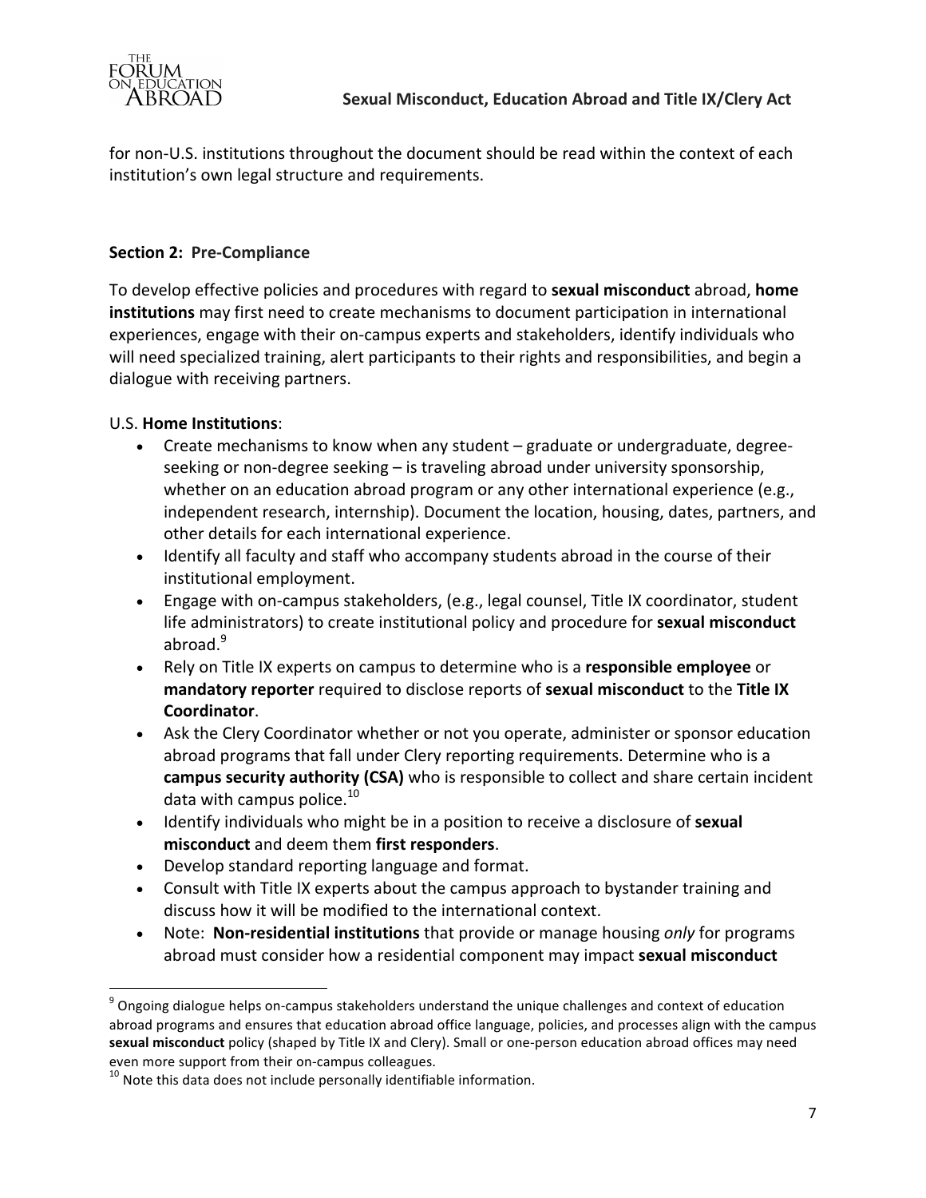for non-U.S. institutions throughout the document should be read within the context of each institution's own legal structure and requirements.

## Section 2: Pre-Compliance

To develop effective policies and procedures with regard to **sexual misconduct** abroad, **home institutions** may first need to create mechanisms to document participation in international experiences, engage with their on-campus experts and stakeholders, identify individuals who will need specialized training, alert participants to their rights and responsibilities, and begin a dialogue with receiving partners.

U.S. **Home Institutions**:

- Create mechanisms to know when any student – graduate or undergraduate, degree-seeking or non-degree seeking – is traveling abroad under university sponsorship, whether on an education abroad program or any other international experience (e.g., independent research, internship). Document the location, housing, dates, partners, and other details for each international experience.
- Identify all faculty and staff who accompany students abroad in the course of their institutional employment.
- Engage with on-campus stakeholders, (e.g., legal counsel, Title IX coordinator, student life administrators) to create institutional policy and procedure for **sexual misconduct** abroad.[9]
- Rely on Title IX experts on campus to determine who is a **responsible employee** or **mandatory reporter** required to disclose reports of **sexual misconduct** to the **Title IX Coordinator**.
- Ask the Clery Coordinator whether or not you operate, administer or sponsor education abroad programs that fall under Clery reporting requirements. Determine who is a **campus security authority (CSA)** who is responsible to collect and share certain incident data with campus police.[10]
- Identify individuals who might be in a position to receive a disclosure of **sexual misconduct** and deem them **first responders**.
- Develop standard reporting language and format.
- Consult with Title IX experts about the campus approach to bystander training and discuss how it will be modified to the international context.
- Note: **Non-residential institutions** that provide or manage housing *only* for programs abroad must consider how a residential component may impact **sexual misconduct**

---

[9] Ongoing dialogue helps on-campus stakeholders understand the unique challenges and context of education abroad programs and ensures that education abroad office language, policies, and processes align with the campus **sexual misconduct** policy (shaped by Title IX and Clery). Small or one-person education abroad offices may need even more support from their on-campus colleagues.

[10] Note this data does not include personally identifiable information.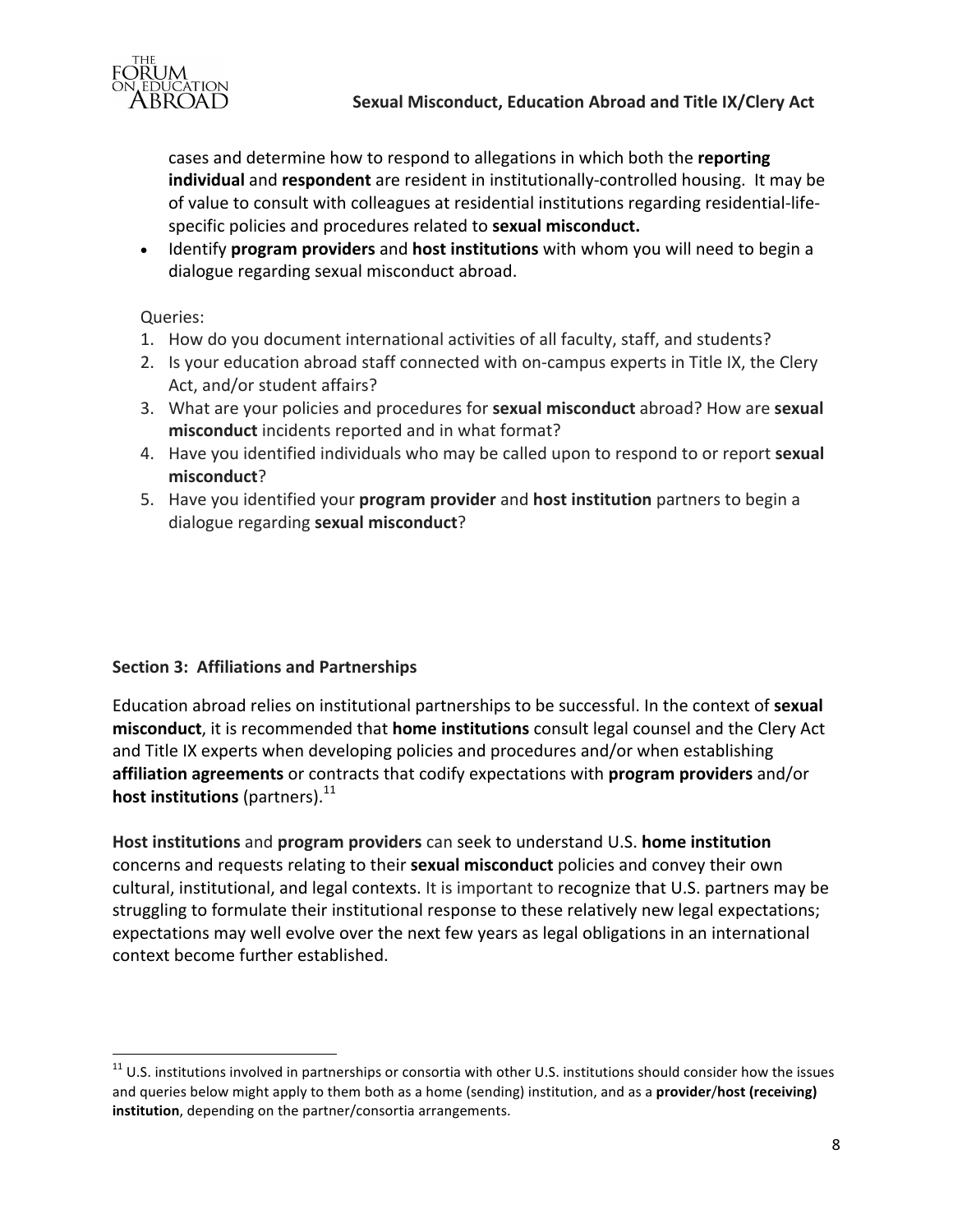cases and determine how to respond to allegations in which both the **reporting individual** and **respondent** are resident in institutionally-controlled housing. It may be of value to consult with colleagues at residential institutions regarding residential-life-specific policies and procedures related to **sexual misconduct.**
- Identify **program providers** and **host institutions** with whom you will need to begin a dialogue regarding sexual misconduct abroad.

Queries:

1. How do you document international activities of all faculty, staff, and students?
2. Is your education abroad staff connected with on-campus experts in Title IX, the Clery Act, and/or student affairs?
3. What are your policies and procedures for **sexual misconduct** abroad? How are **sexual misconduct** incidents reported and in what format?
4. Have you identified individuals who may be called upon to respond to or report **sexual misconduct**?
5. Have you identified your **program provider** and **host institution** partners to begin a dialogue regarding **sexual misconduct**?

### Section 3: Affiliations and Partnerships

Education abroad relies on institutional partnerships to be successful. In the context of **sexual misconduct**, it is recommended that **home institutions** consult legal counsel and the Clery Act and Title IX experts when developing policies and procedures and/or when establishing **affiliation agreements** or contracts that codify expectations with **program providers** and/or **host institutions** (partners).[11]

**Host institutions** and **program providers** can seek to understand U.S. **home institution** concerns and requests relating to their **sexual misconduct** policies and convey their own cultural, institutional, and legal contexts. It is important to recognize that U.S. partners may be struggling to formulate their institutional response to these relatively new legal expectations; expectations may well evolve over the next few years as legal obligations in an international context become further established.

---

[11] U.S. institutions involved in partnerships or consortia with other U.S. institutions should consider how the issues and queries below might apply to them both as a home (sending) institution, and as a **provider/host (receiving) institution**, depending on the partner/consortia arrangements.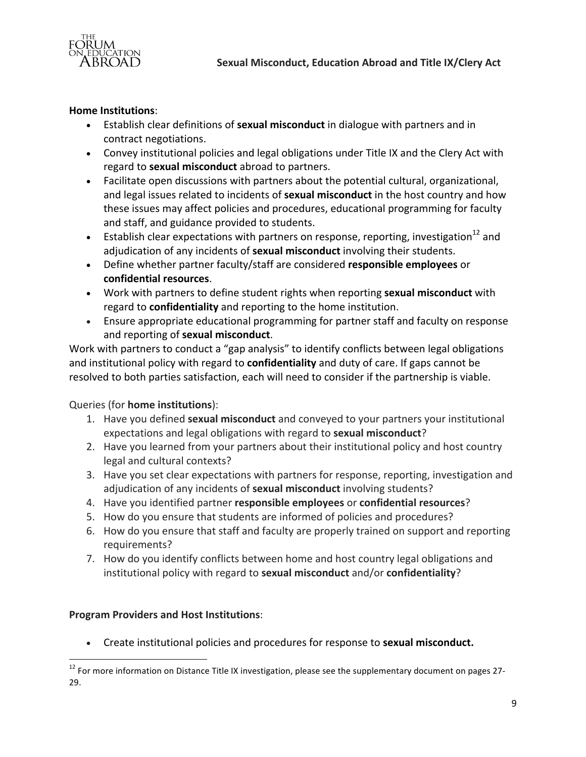**Home Institutions**:

- Establish clear definitions of **sexual misconduct** in dialogue with partners and in contract negotiations.
- Convey institutional policies and legal obligations under Title IX and the Clery Act with regard to **sexual misconduct** abroad to partners.
- Facilitate open discussions with partners about the potential cultural, organizational, and legal issues related to incidents of **sexual misconduct** in the host country and how these issues may affect policies and procedures, educational programming for faculty and staff, and guidance provided to students.
- Establish clear expectations with partners on response, reporting, investigation[12] and adjudication of any incidents of **sexual misconduct** involving their students.
- Define whether partner faculty/staff are considered **responsible employees** or **confidential resources**.
- Work with partners to define student rights when reporting **sexual misconduct** with regard to **confidentiality** and reporting to the home institution.
- Ensure appropriate educational programming for partner staff and faculty on response and reporting of **sexual misconduct**.

Work with partners to conduct a "gap analysis" to identify conflicts between legal obligations and institutional policy with regard to **confidentiality** and duty of care. If gaps cannot be resolved to both parties satisfaction, each will need to consider if the partnership is viable.

Queries (for **home institutions**):

1. Have you defined **sexual misconduct** and conveyed to your partners your institutional expectations and legal obligations with regard to **sexual misconduct**?
2. Have you learned from your partners about their institutional policy and host country legal and cultural contexts?
3. Have you set clear expectations with partners for response, reporting, investigation and adjudication of any incidents of **sexual misconduct** involving students?
4. Have you identified partner **responsible employees** or **confidential resources**?
5. How do you ensure that students are informed of policies and procedures?
6. How do you ensure that staff and faculty are properly trained on support and reporting requirements?
7. How do you identify conflicts between home and host country legal obligations and institutional policy with regard to **sexual misconduct** and/or **confidentiality**?

**Program Providers and Host Institutions**:

- Create institutional policies and procedures for response to **sexual misconduct.**

[12] For more information on Distance Title IX investigation, please see the supplementary document on pages 27-29.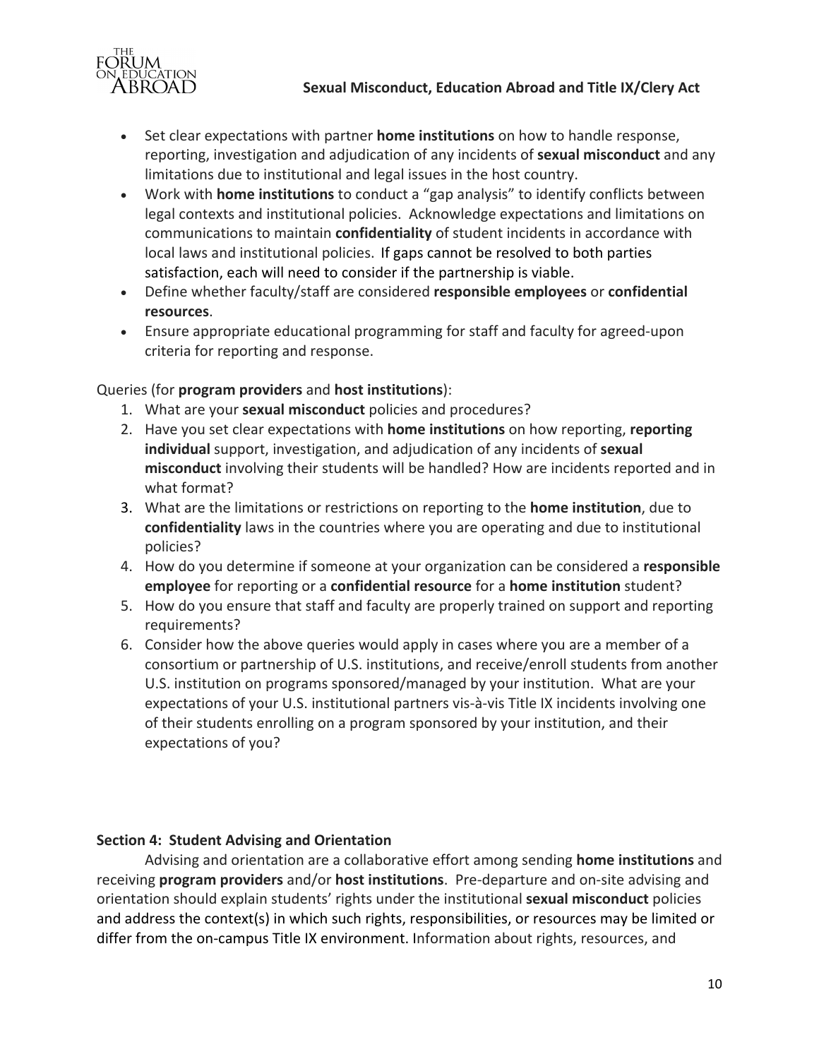- Set clear expectations with partner **home institutions** on how to handle response, reporting, investigation and adjudication of any incidents of **sexual misconduct** and any limitations due to institutional and legal issues in the host country.
- Work with **home institutions** to conduct a "gap analysis" to identify conflicts between legal contexts and institutional policies. Acknowledge expectations and limitations on communications to maintain **confidentiality** of student incidents in accordance with local laws and institutional policies. If gaps cannot be resolved to both parties satisfaction, each will need to consider if the partnership is viable.
- Define whether faculty/staff are considered **responsible employees** or **confidential resources**.
- Ensure appropriate educational programming for staff and faculty for agreed-upon criteria for reporting and response.

Queries (for **program providers** and **host institutions**):

1. What are your **sexual misconduct** policies and procedures?
2. Have you set clear expectations with **home institutions** on how reporting, **reporting individual** support, investigation, and adjudication of any incidents of **sexual misconduct** involving their students will be handled? How are incidents reported and in what format?
3. What are the limitations or restrictions on reporting to the **home institution**, due to **confidentiality** laws in the countries where you are operating and due to institutional policies?
4. How do you determine if someone at your organization can be considered a **responsible employee** for reporting or a **confidential resource** for a **home institution** student?
5. How do you ensure that staff and faculty are properly trained on support and reporting requirements?
6. Consider how the above queries would apply in cases where you are a member of a consortium or partnership of U.S. institutions, and receive/enroll students from another U.S. institution on programs sponsored/managed by your institution. What are your expectations of your U.S. institutional partners vis-à-vis Title IX incidents involving one of their students enrolling on a program sponsored by your institution, and their expectations of you?

### Section 4: Student Advising and Orientation

Advising and orientation are a collaborative effort among sending **home institutions** and receiving **program providers** and/or **host institutions**. Pre-departure and on-site advising and orientation should explain students' rights under the institutional **sexual misconduct** policies and address the context(s) in which such rights, responsibilities, or resources may be limited or differ from the on-campus Title IX environment. Information about rights, resources, and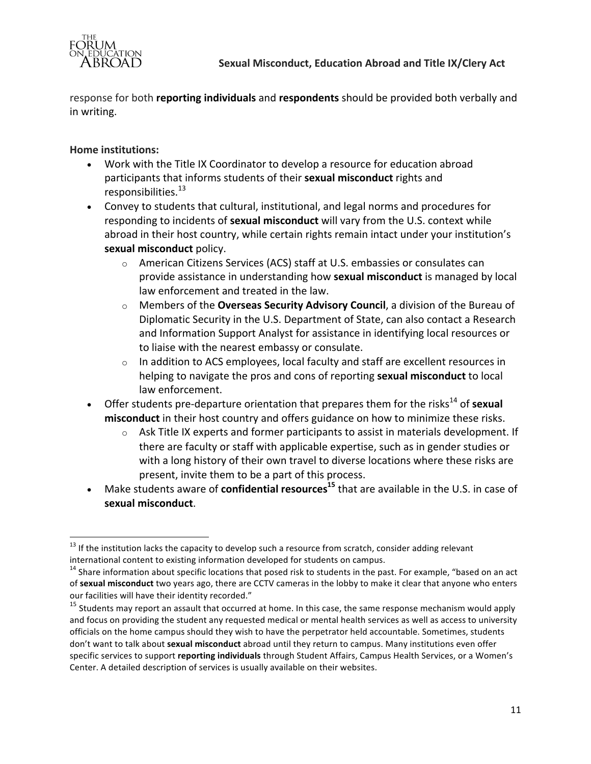response for both **reporting individuals** and **respondents** should be provided both verbally and in writing.

**Home institutions:**

- Work with the Title IX Coordinator to develop a resource for education abroad participants that informs students of their **sexual misconduct** rights and responsibilities.[13]
- Convey to students that cultural, institutional, and legal norms and procedures for responding to incidents of **sexual misconduct** will vary from the U.S. context while abroad in their host country, while certain rights remain intact under your institution's **sexual misconduct** policy.
  - American Citizens Services (ACS) staff at U.S. embassies or consulates can provide assistance in understanding how **sexual misconduct** is managed by local law enforcement and treated in the law.
  - Members of the **Overseas Security Advisory Council**, a division of the Bureau of Diplomatic Security in the U.S. Department of State, can also contact a Research and Information Support Analyst for assistance in identifying local resources or to liaise with the nearest embassy or consulate.
  - In addition to ACS employees, local faculty and staff are excellent resources in helping to navigate the pros and cons of reporting **sexual misconduct** to local law enforcement.
- Offer students pre-departure orientation that prepares them for the risks[14] of **sexual misconduct** in their host country and offers guidance on how to minimize these risks.
  - Ask Title IX experts and former participants to assist in materials development. If there are faculty or staff with applicable expertise, such as in gender studies or with a long history of their own travel to diverse locations where these risks are present, invite them to be a part of this process.
- Make students aware of **confidential resources**[15] that are available in the U.S. in case of **sexual misconduct**.

---

[13] If the institution lacks the capacity to develop such a resource from scratch, consider adding relevant international content to existing information developed for students on campus.

[14] Share information about specific locations that posed risk to students in the past. For example, "based on an act of **sexual misconduct** two years ago, there are CCTV cameras in the lobby to make it clear that anyone who enters our facilities will have their identity recorded."

[15] Students may report an assault that occurred at home. In this case, the same response mechanism would apply and focus on providing the student any requested medical or mental health services as well as access to university officials on the home campus should they wish to have the perpetrator held accountable. Sometimes, students don't want to talk about **sexual misconduct** abroad until they return to campus. Many institutions even offer specific services to support **reporting individuals** through Student Affairs, Campus Health Services, or a Women's Center. A detailed description of services is usually available on their websites.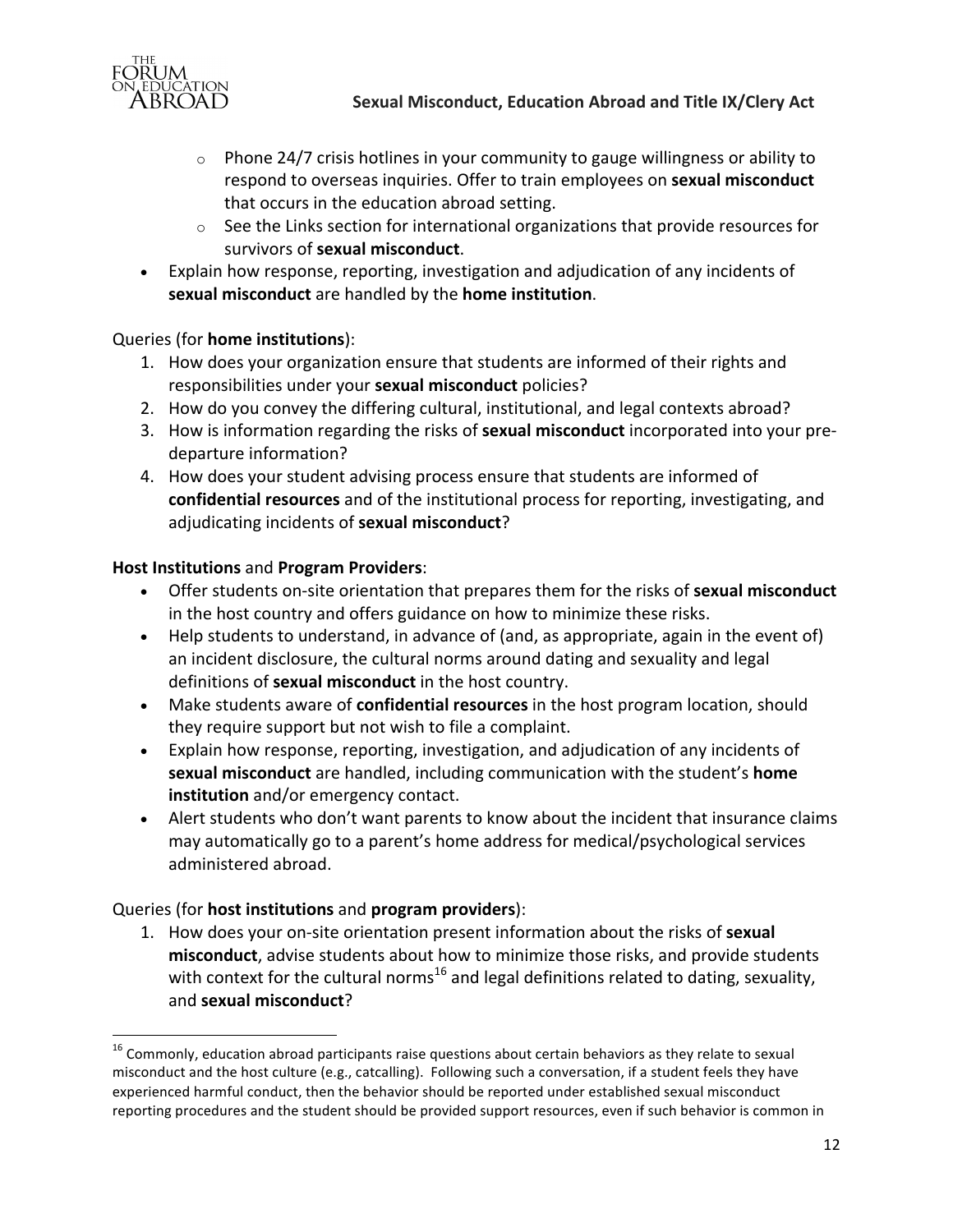- Phone 24/7 crisis hotlines in your community to gauge willingness or ability to respond to overseas inquiries. Offer to train employees on **sexual misconduct** that occurs in the education abroad setting.
    - See the Links section for international organizations that provide resources for survivors of **sexual misconduct**.
- Explain how response, reporting, investigation and adjudication of any incidents of **sexual misconduct** are handled by the **home institution**.

Queries (for **home institutions**):

1. How does your organization ensure that students are informed of their rights and responsibilities under your **sexual misconduct** policies?
2. How do you convey the differing cultural, institutional, and legal contexts abroad?
3. How is information regarding the risks of **sexual misconduct** incorporated into your pre-departure information?
4. How does your student advising process ensure that students are informed of **confidential resources** and of the institutional process for reporting, investigating, and adjudicating incidents of **sexual misconduct**?

**Host Institutions** and **Program Providers**:

- Offer students on-site orientation that prepares them for the risks of **sexual misconduct** in the host country and offers guidance on how to minimize these risks.
- Help students to understand, in advance of (and, as appropriate, again in the event of) an incident disclosure, the cultural norms around dating and sexuality and legal definitions of **sexual misconduct** in the host country.
- Make students aware of **confidential resources** in the host program location, should they require support but not wish to file a complaint.
- Explain how response, reporting, investigation, and adjudication of any incidents of **sexual misconduct** are handled, including communication with the student's **home institution** and/or emergency contact.
- Alert students who don't want parents to know about the incident that insurance claims may automatically go to a parent's home address for medical/psychological services administered abroad.

Queries (for **host institutions** and **program providers**):

1. How does your on-site orientation present information about the risks of **sexual misconduct**, advise students about how to minimize those risks, and provide students with context for the cultural norms[16] and legal definitions related to dating, sexuality, and **sexual misconduct**?

---

[16] Commonly, education abroad participants raise questions about certain behaviors as they relate to sexual misconduct and the host culture (e.g., catcalling). Following such a conversation, if a student feels they have experienced harmful conduct, then the behavior should be reported under established sexual misconduct reporting procedures and the student should be provided support resources, even if such behavior is common in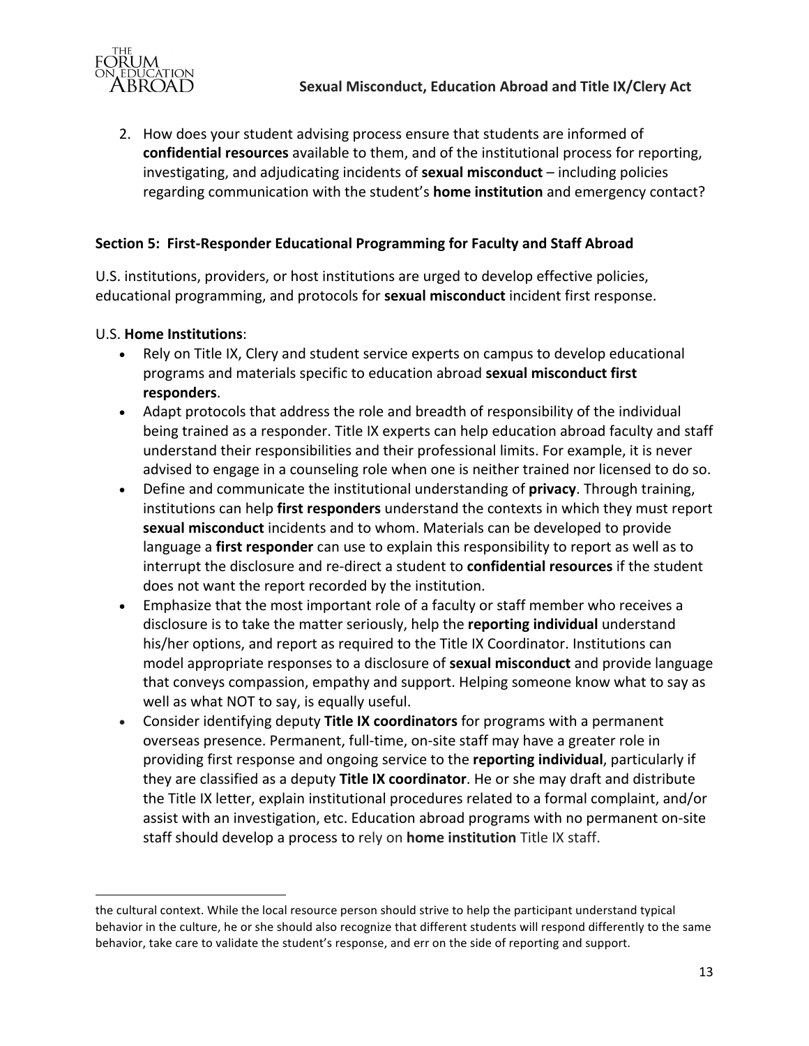2. How does your student advising process ensure that students are informed of **confidential resources** available to them, and of the institutional process for reporting, investigating, and adjudicating incidents of **sexual misconduct** – including policies regarding communication with the student's **home institution** and emergency contact?

### Section 5: First-Responder Educational Programming for Faculty and Staff Abroad

U.S. institutions, providers, or host institutions are urged to develop effective policies, educational programming, and protocols for **sexual misconduct** incident first response.

U.S. **Home Institutions**:

- Rely on Title IX, Clery and student service experts on campus to develop educational programs and materials specific to education abroad **sexual misconduct first responders**.
- Adapt protocols that address the role and breadth of responsibility of the individual being trained as a responder. Title IX experts can help education abroad faculty and staff understand their responsibilities and their professional limits. For example, it is never advised to engage in a counseling role when one is neither trained nor licensed to do so.
- Define and communicate the institutional understanding of **privacy**. Through training, institutions can help **first responders** understand the contexts in which they must report **sexual misconduct** incidents and to whom. Materials can be developed to provide language a **first responder** can use to explain this responsibility to report as well as to interrupt the disclosure and re-direct a student to **confidential resources** if the student does not want the report recorded by the institution.
- Emphasize that the most important role of a faculty or staff member who receives a disclosure is to take the matter seriously, help the **reporting individual** understand his/her options, and report as required to the Title IX Coordinator. Institutions can model appropriate responses to a disclosure of **sexual misconduct** and provide language that conveys compassion, empathy and support. Helping someone know what to say as well as what NOT to say, is equally useful.
- Consider identifying deputy **Title IX coordinators** for programs with a permanent overseas presence. Permanent, full-time, on-site staff may have a greater role in providing first response and ongoing service to the **reporting individual**, particularly if they are classified as a deputy **Title IX coordinator**. He or she may draft and distribute the Title IX letter, explain institutional procedures related to a formal complaint, and/or assist with an investigation, etc. Education abroad programs with no permanent on-site staff should develop a process to rely on **home institution** Title IX staff.

---

the cultural context. While the local resource person should strive to help the participant understand typical behavior in the culture, he or she should also recognize that different students will respond differently to the same behavior, take care to validate the student's response, and err on the side of reporting and support.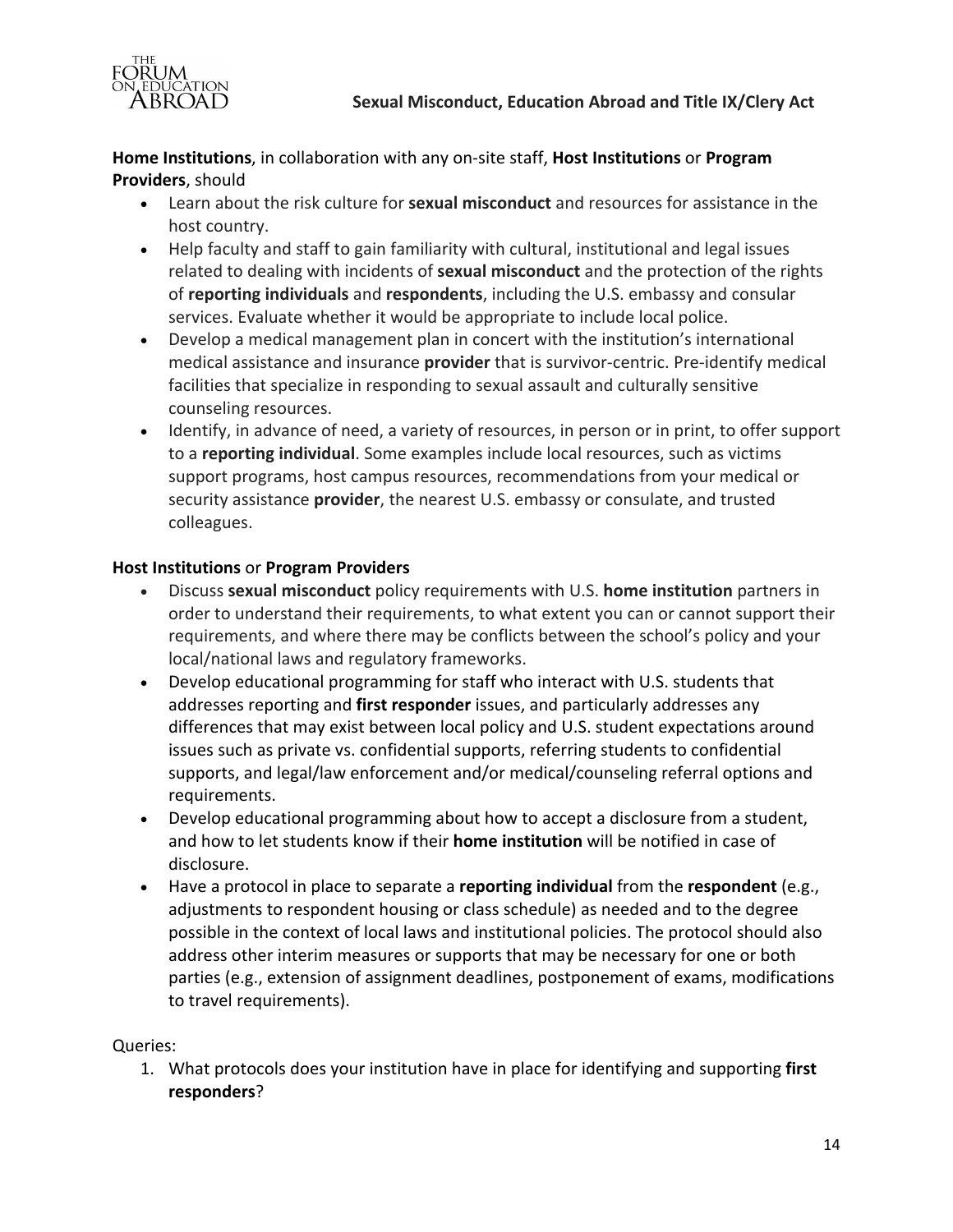**Home Institutions**, in collaboration with any on-site staff, **Host Institutions** or **Program Providers**, should

- Learn about the risk culture for **sexual misconduct** and resources for assistance in the host country.
- Help faculty and staff to gain familiarity with cultural, institutional and legal issues related to dealing with incidents of **sexual misconduct** and the protection of the rights of **reporting individuals** and **respondents**, including the U.S. embassy and consular services. Evaluate whether it would be appropriate to include local police.
- Develop a medical management plan in concert with the institution's international medical assistance and insurance **provider** that is survivor-centric. Pre-identify medical facilities that specialize in responding to sexual assault and culturally sensitive counseling resources.
- Identify, in advance of need, a variety of resources, in person or in print, to offer support to a **reporting individual**. Some examples include local resources, such as victims support programs, host campus resources, recommendations from your medical or security assistance **provider**, the nearest U.S. embassy or consulate, and trusted colleagues.

**Host Institutions** or **Program Providers**

- Discuss **sexual misconduct** policy requirements with U.S. **home institution** partners in order to understand their requirements, to what extent you can or cannot support their requirements, and where there may be conflicts between the school's policy and your local/national laws and regulatory frameworks.
- Develop educational programming for staff who interact with U.S. students that addresses reporting and **first responder** issues, and particularly addresses any differences that may exist between local policy and U.S. student expectations around issues such as private vs. confidential supports, referring students to confidential supports, and legal/law enforcement and/or medical/counseling referral options and requirements.
- Develop educational programming about how to accept a disclosure from a student, and how to let students know if their **home institution** will be notified in case of disclosure.
- Have a protocol in place to separate a **reporting individual** from the **respondent** (e.g., adjustments to respondent housing or class schedule) as needed and to the degree possible in the context of local laws and institutional policies. The protocol should also address other interim measures or supports that may be necessary for one or both parties (e.g., extension of assignment deadlines, postponement of exams, modifications to travel requirements).

Queries:

1. What protocols does your institution have in place for identifying and supporting **first responders**?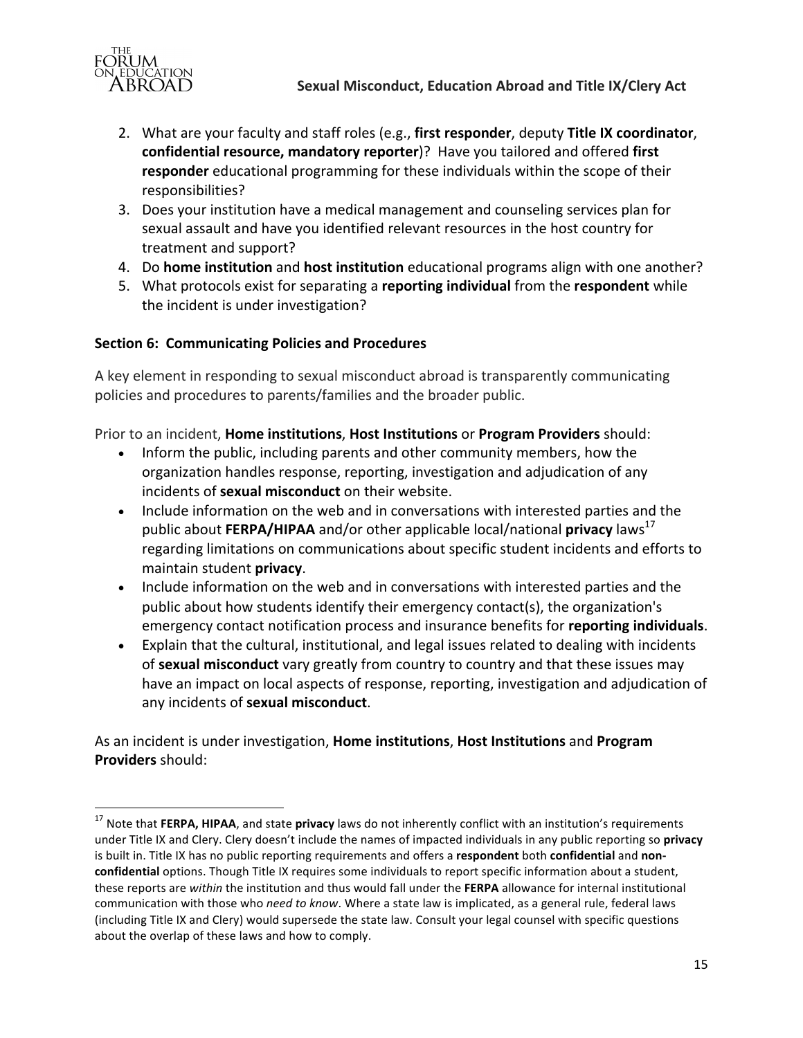2. What are your faculty and staff roles (e.g., **first responder**, deputy **Title IX coordinator**, **confidential resource, mandatory reporter**)? Have you tailored and offered **first responder** educational programming for these individuals within the scope of their responsibilities?
3. Does your institution have a medical management and counseling services plan for sexual assault and have you identified relevant resources in the host country for treatment and support?
4. Do **home institution** and **host institution** educational programs align with one another?
5. What protocols exist for separating a **reporting individual** from the **respondent** while the incident is under investigation?

**Section 6: Communicating Policies and Procedures**

A key element in responding to sexual misconduct abroad is transparently communicating policies and procedures to parents/families and the broader public.

Prior to an incident, **Home institutions**, **Host Institutions** or **Program Providers** should:

- Inform the public, including parents and other community members, how the organization handles response, reporting, investigation and adjudication of any incidents of **sexual misconduct** on their website.
- Include information on the web and in conversations with interested parties and the public about **FERPA/HIPAA** and/or other applicable local/national **privacy** laws[17] regarding limitations on communications about specific student incidents and efforts to maintain student **privacy**.
- Include information on the web and in conversations with interested parties and the public about how students identify their emergency contact(s), the organization's emergency contact notification process and insurance benefits for **reporting individuals**.
- Explain that the cultural, institutional, and legal issues related to dealing with incidents of **sexual misconduct** vary greatly from country to country and that these issues may have an impact on local aspects of response, reporting, investigation and adjudication of any incidents of **sexual misconduct**.

As an incident is under investigation, **Home institutions**, **Host Institutions** and **Program Providers** should:

---

[17] Note that **FERPA, HIPAA**, and state **privacy** laws do not inherently conflict with an institution's requirements under Title IX and Clery. Clery doesn't include the names of impacted individuals in any public reporting so **privacy** is built in. Title IX has no public reporting requirements and offers a **respondent** both **confidential** and **non-confidential** options. Though Title IX requires some individuals to report specific information about a student, these reports are *within* the institution and thus would fall under the **FERPA** allowance for internal institutional communication with those who *need to know*. Where a state law is implicated, as a general rule, federal laws (including Title IX and Clery) would supersede the state law. Consult your legal counsel with specific questions about the overlap of these laws and how to comply.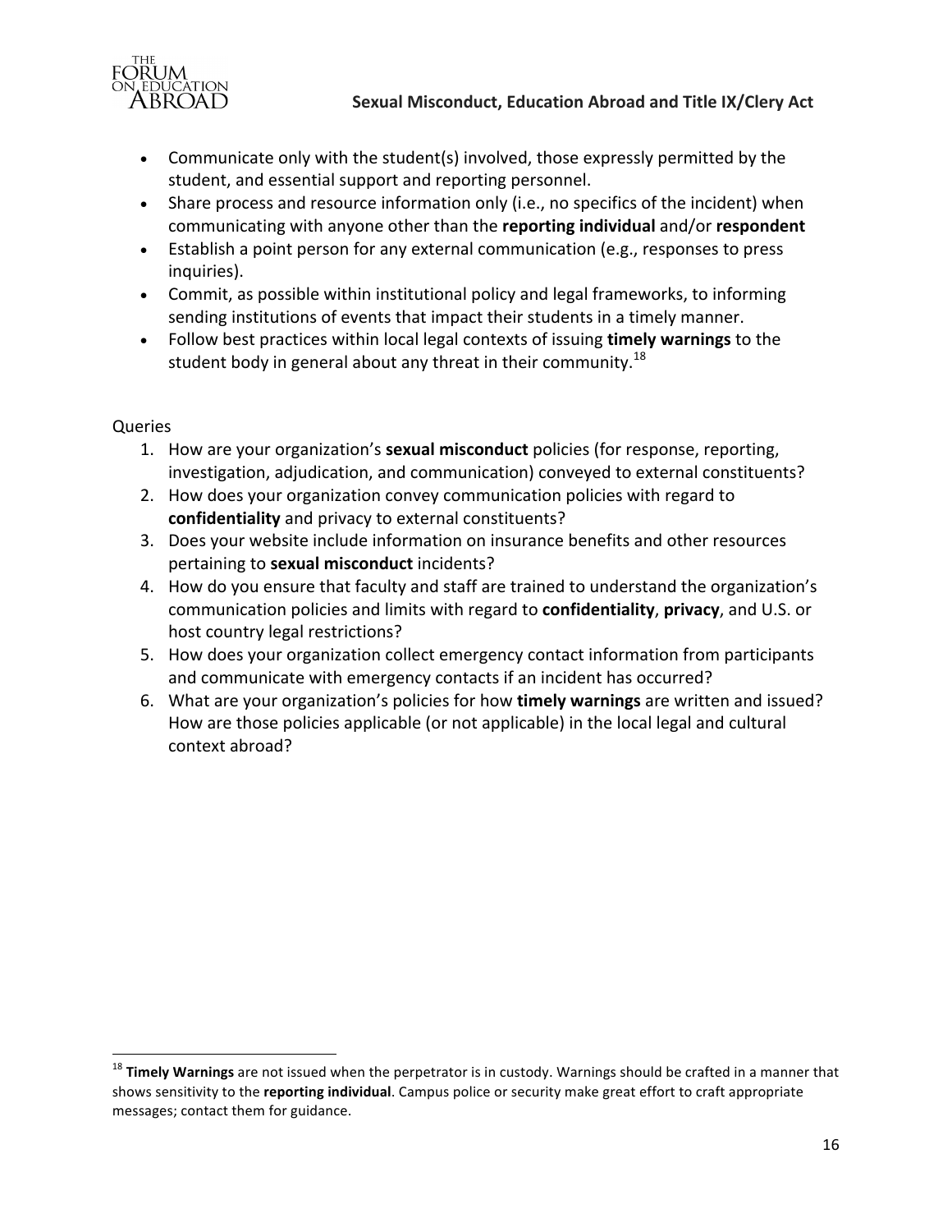- Communicate only with the student(s) involved, those expressly permitted by the student, and essential support and reporting personnel.
- Share process and resource information only (i.e., no specifics of the incident) when communicating with anyone other than the **reporting individual** and/or **respondent**
- Establish a point person for any external communication (e.g., responses to press inquiries).
- Commit, as possible within institutional policy and legal frameworks, to informing sending institutions of events that impact their students in a timely manner.
- Follow best practices within local legal contexts of issuing **timely warnings** to the student body in general about any threat in their community.[18]

Queries

1. How are your organization's **sexual misconduct** policies (for response, reporting, investigation, adjudication, and communication) conveyed to external constituents?
2. How does your organization convey communication policies with regard to **confidentiality** and privacy to external constituents?
3. Does your website include information on insurance benefits and other resources pertaining to **sexual misconduct** incidents?
4. How do you ensure that faculty and staff are trained to understand the organization's communication policies and limits with regard to **confidentiality**, **privacy**, and U.S. or host country legal restrictions?
5. How does your organization collect emergency contact information from participants and communicate with emergency contacts if an incident has occurred?
6. What are your organization's policies for how **timely warnings** are written and issued? How are those policies applicable (or not applicable) in the local legal and cultural context abroad?

---

[18] **Timely Warnings** are not issued when the perpetrator is in custody. Warnings should be crafted in a manner that shows sensitivity to the **reporting individual**. Campus police or security make great effort to craft appropriate messages; contact them for guidance.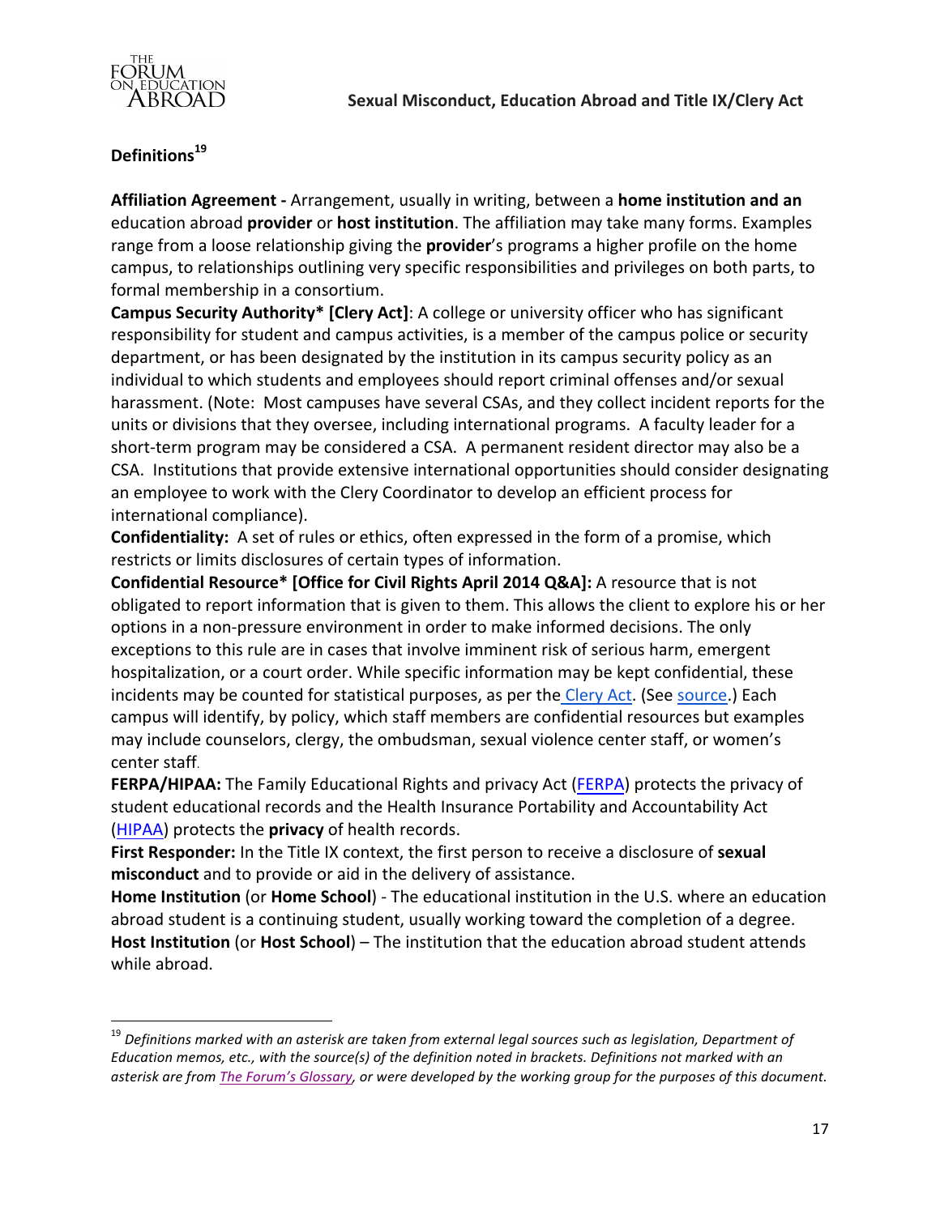## Definitions[19]

**Affiliation Agreement -** Arrangement, usually in writing, between a **home institution and an** education abroad **provider** or **host institution**. The affiliation may take many forms. Examples range from a loose relationship giving the **provider**'s programs a higher profile on the home campus, to relationships outlining very specific responsibilities and privileges on both parts, to formal membership in a consortium.

**Campus Security Authority* [Clery Act]**: A college or university officer who has significant responsibility for student and campus activities, is a member of the campus police or security department, or has been designated by the institution in its campus security policy as an individual to which students and employees should report criminal offenses and/or sexual harassment. (Note: Most campuses have several CSAs, and they collect incident reports for the units or divisions that they oversee, including international programs. A faculty leader for a short-term program may be considered a CSA. A permanent resident director may also be a CSA. Institutions that provide extensive international opportunities should consider designating an employee to work with the Clery Coordinator to develop an efficient process for international compliance).

**Confidentiality:** A set of rules or ethics, often expressed in the form of a promise, which restricts or limits disclosures of certain types of information.

**Confidential Resource* [Office for Civil Rights April 2014 Q&A]:** A resource that is not obligated to report information that is given to them. This allows the client to explore his or her options in a non-pressure environment in order to make informed decisions. The only exceptions to this rule are in cases that involve imminent risk of serious harm, emergent hospitalization, or a court order. While specific information may be kept confidential, these incidents may be counted for statistical purposes, as per the Clery Act. (See source.) Each campus will identify, by policy, which staff members are confidential resources but examples may include counselors, clergy, the ombudsman, sexual violence center staff, or women's center staff.

**FERPA/HIPAA:** The Family Educational Rights and privacy Act (FERPA) protects the privacy of student educational records and the Health Insurance Portability and Accountability Act (HIPAA) protects the **privacy** of health records.

**First Responder:** In the Title IX context, the first person to receive a disclosure of **sexual misconduct** and to provide or aid in the delivery of assistance.

**Home Institution** (or **Home School**) - The educational institution in the U.S. where an education abroad student is a continuing student, usually working toward the completion of a degree.

**Host Institution** (or **Host School**) – The institution that the education abroad student attends while abroad.

---

[19] *Definitions marked with an asterisk are taken from external legal sources such as legislation, Department of Education memos, etc., with the source(s) of the definition noted in brackets. Definitions not marked with an asterisk are from The Forum's Glossary, or were developed by the working group for the purposes of this document.*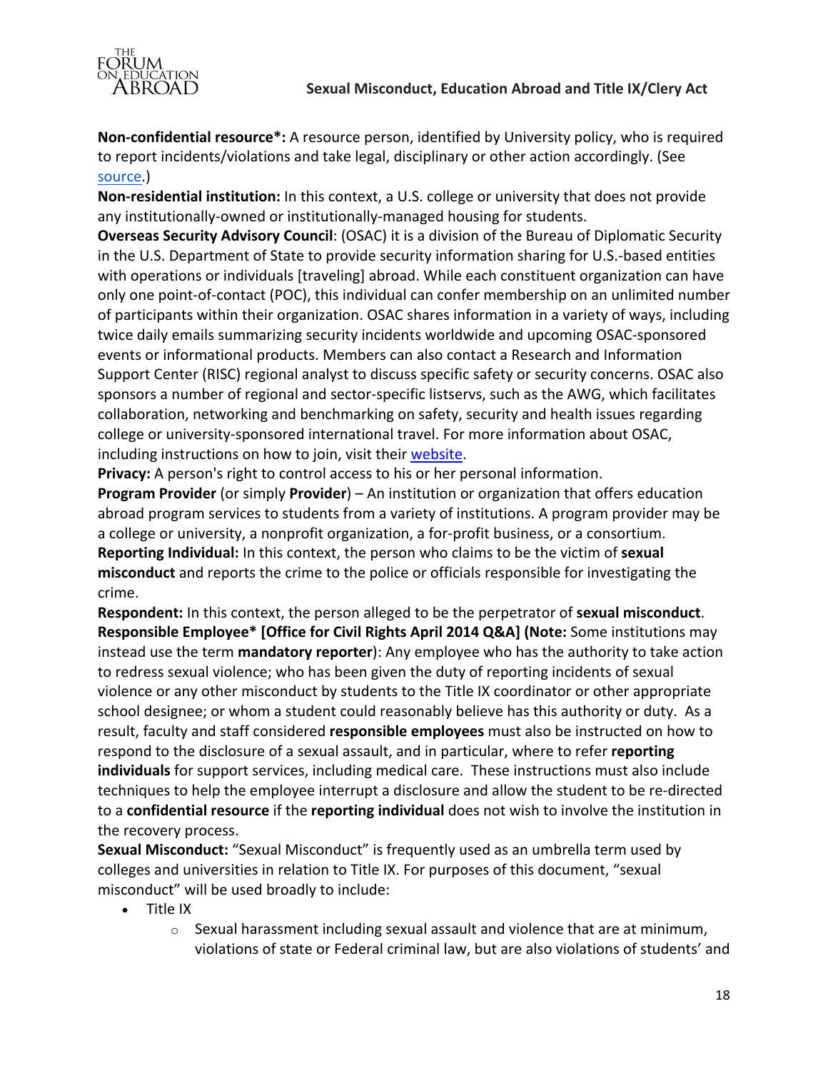**Non-confidential resource*:** A resource person, identified by University policy, who is required to report incidents/violations and take legal, disciplinary or other action accordingly. (See source.)

**Non-residential institution:** In this context, a U.S. college or university that does not provide any institutionally-owned or institutionally-managed housing for students.

**Overseas Security Advisory Council**: (OSAC) it is a division of the Bureau of Diplomatic Security in the U.S. Department of State to provide security information sharing for U.S.-based entities with operations or individuals [traveling] abroad. While each constituent organization can have only one point-of-contact (POC), this individual can confer membership on an unlimited number of participants within their organization. OSAC shares information in a variety of ways, including twice daily emails summarizing security incidents worldwide and upcoming OSAC-sponsored events or informational products. Members can also contact a Research and Information Support Center (RISC) regional analyst to discuss specific safety or security concerns. OSAC also sponsors a number of regional and sector-specific listservs, such as the AWG, which facilitates collaboration, networking and benchmarking on safety, security and health issues regarding college or university-sponsored international travel. For more information about OSAC, including instructions on how to join, visit their website.

**Privacy:** A person's right to control access to his or her personal information.

**Program Provider** (or simply **Provider**) – An institution or organization that offers education abroad program services to students from a variety of institutions. A program provider may be a college or university, a nonprofit organization, a for-profit business, or a consortium.

**Reporting Individual:** In this context, the person who claims to be the victim of **sexual misconduct** and reports the crime to the police or officials responsible for investigating the crime.

**Respondent:** In this context, the person alleged to be the perpetrator of **sexual misconduct**.

**Responsible Employee* [Office for Civil Rights April 2014 Q&A] (Note:** Some institutions may instead use the term **mandatory reporter**): Any employee who has the authority to take action to redress sexual violence; who has been given the duty of reporting incidents of sexual violence or any other misconduct by students to the Title IX coordinator or other appropriate school designee; or whom a student could reasonably believe has this authority or duty. As a result, faculty and staff considered **responsible employees** must also be instructed on how to respond to the disclosure of a sexual assault, and in particular, where to refer **reporting individuals** for support services, including medical care. These instructions must also include techniques to help the employee interrupt a disclosure and allow the student to be re-directed to a **confidential resource** if the **reporting individual** does not wish to involve the institution in the recovery process.

**Sexual Misconduct:** "Sexual Misconduct" is frequently used as an umbrella term used by colleges and universities in relation to Title IX. For purposes of this document, "sexual misconduct" will be used broadly to include:

- Title IX
  - Sexual harassment including sexual assault and violence that are at minimum, violations of state or Federal criminal law, but are also violations of students' and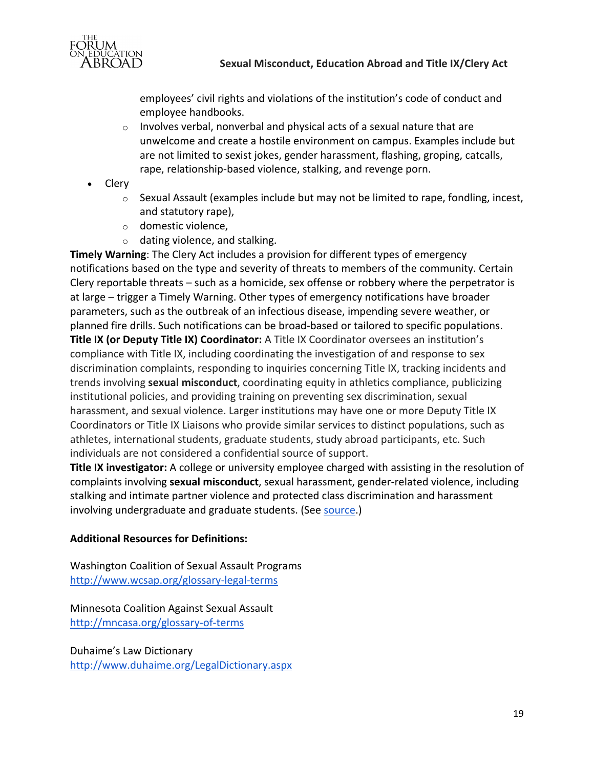employees' civil rights and violations of the institution's code of conduct and employee handbooks.

- Involves verbal, nonverbal and physical acts of a sexual nature that are unwelcome and create a hostile environment on campus. Examples include but are not limited to sexist jokes, gender harassment, flashing, groping, catcalls, rape, relationship-based violence, stalking, and revenge porn.

- Clery
  - Sexual Assault (examples include but may not be limited to rape, fondling, incest, and statutory rape),
  - domestic violence,
  - dating violence, and stalking.

**Timely Warning**: The Clery Act includes a provision for different types of emergency notifications based on the type and severity of threats to members of the community. Certain Clery reportable threats – such as a homicide, sex offense or robbery where the perpetrator is at large – trigger a Timely Warning. Other types of emergency notifications have broader parameters, such as the outbreak of an infectious disease, impending severe weather, or planned fire drills. Such notifications can be broad-based or tailored to specific populations.

**Title IX (or Deputy Title IX) Coordinator:** A Title IX Coordinator oversees an institution's compliance with Title IX, including coordinating the investigation of and response to sex discrimination complaints, responding to inquiries concerning Title IX, tracking incidents and trends involving **sexual misconduct**, coordinating equity in athletics compliance, publicizing institutional policies, and providing training on preventing sex discrimination, sexual harassment, and sexual violence. Larger institutions may have one or more Deputy Title IX Coordinators or Title IX Liaisons who provide similar services to distinct populations, such as athletes, international students, graduate students, study abroad participants, etc. Such individuals are not considered a confidential source of support.

**Title IX investigator:** A college or university employee charged with assisting in the resolution of complaints involving **sexual misconduct**, sexual harassment, gender-related violence, including stalking and intimate partner violence and protected class discrimination and harassment involving undergraduate and graduate students. (See source.)

**Additional Resources for Definitions:**

Washington Coalition of Sexual Assault Programs
http://www.wcsap.org/glossary-legal-terms

Minnesota Coalition Against Sexual Assault
http://mncasa.org/glossary-of-terms

Duhaime's Law Dictionary
http://www.duhaime.org/LegalDictionary.aspx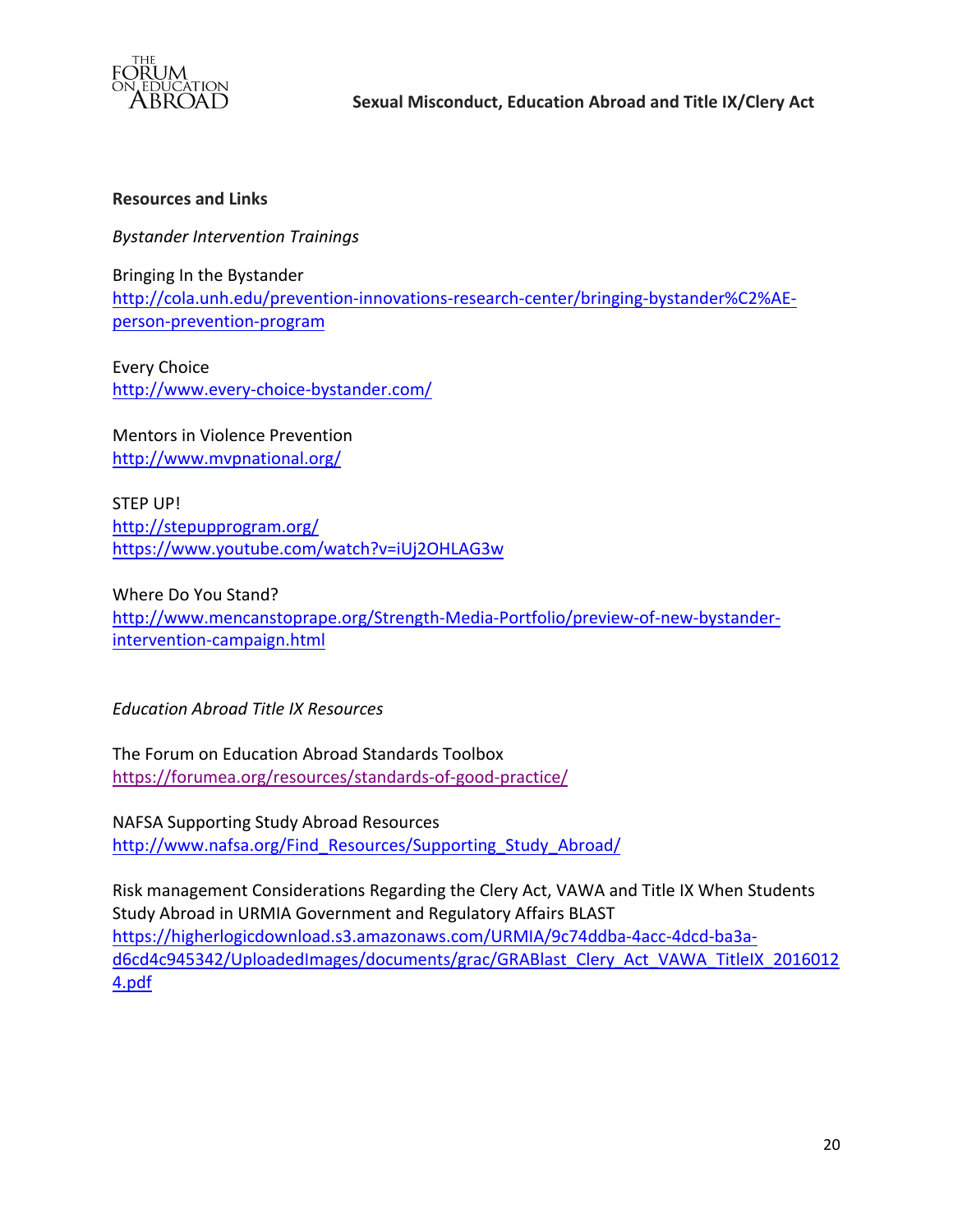**Resources and Links**

*Bystander Intervention Trainings*

Bringing In the Bystander
http://cola.unh.edu/prevention-innovations-research-center/bringing-bystander%C2%AE-person-prevention-program

Every Choice
http://www.every-choice-bystander.com/

Mentors in Violence Prevention
http://www.mvpnational.org/

STEP UP!
http://stepupprogram.org/
https://www.youtube.com/watch?v=iUj2OHLAG3w

Where Do You Stand?
http://www.mencanstoprape.org/Strength-Media-Portfolio/preview-of-new-bystander-intervention-campaign.html

*Education Abroad Title IX Resources*

The Forum on Education Abroad Standards Toolbox
https://forumea.org/resources/standards-of-good-practice/

NAFSA Supporting Study Abroad Resources
http://www.nafsa.org/Find_Resources/Supporting_Study_Abroad/

Risk management Considerations Regarding the Clery Act, VAWA and Title IX When Students Study Abroad in URMIA Government and Regulatory Affairs BLAST
https://higherlogicdownload.s3.amazonaws.com/URMIA/9c74ddba-4acc-4dcd-ba3a-d6cd4c945342/UploadedImages/documents/grac/GRABlast_Clery_Act_VAWA_TitleIX_20160124.pdf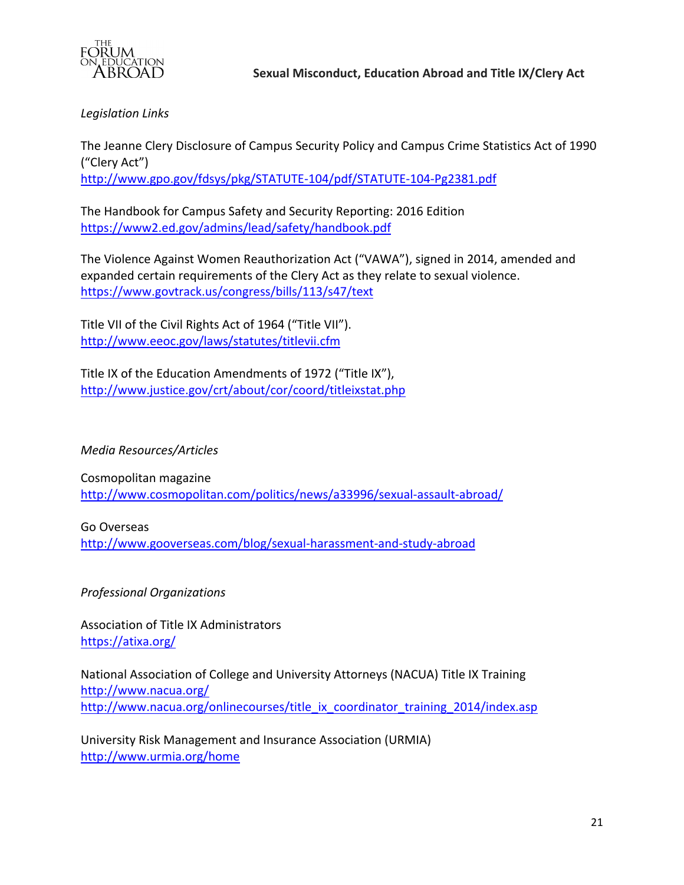*Legislation Links*

The Jeanne Clery Disclosure of Campus Security Policy and Campus Crime Statistics Act of 1990 ("Clery Act")
http://www.gpo.gov/fdsys/pkg/STATUTE-104/pdf/STATUTE-104-Pg2381.pdf

The Handbook for Campus Safety and Security Reporting: 2016 Edition
https://www2.ed.gov/admins/lead/safety/handbook.pdf

The Violence Against Women Reauthorization Act ("VAWA"), signed in 2014, amended and expanded certain requirements of the Clery Act as they relate to sexual violence.
https://www.govtrack.us/congress/bills/113/s47/text

Title VII of the Civil Rights Act of 1964 ("Title VII").
http://www.eeoc.gov/laws/statutes/titlevii.cfm

Title IX of the Education Amendments of 1972 ("Title IX"),
http://www.justice.gov/crt/about/cor/coord/titleixstat.php

*Media Resources/Articles*

Cosmopolitan magazine
http://www.cosmopolitan.com/politics/news/a33996/sexual-assault-abroad/

Go Overseas
http://www.gooverseas.com/blog/sexual-harassment-and-study-abroad

*Professional Organizations*

Association of Title IX Administrators
https://atixa.org/

National Association of College and University Attorneys (NACUA) Title IX Training
http://www.nacua.org/
http://www.nacua.org/onlinecourses/title_ix_coordinator_training_2014/index.asp

University Risk Management and Insurance Association (URMIA)
http://www.urmia.org/home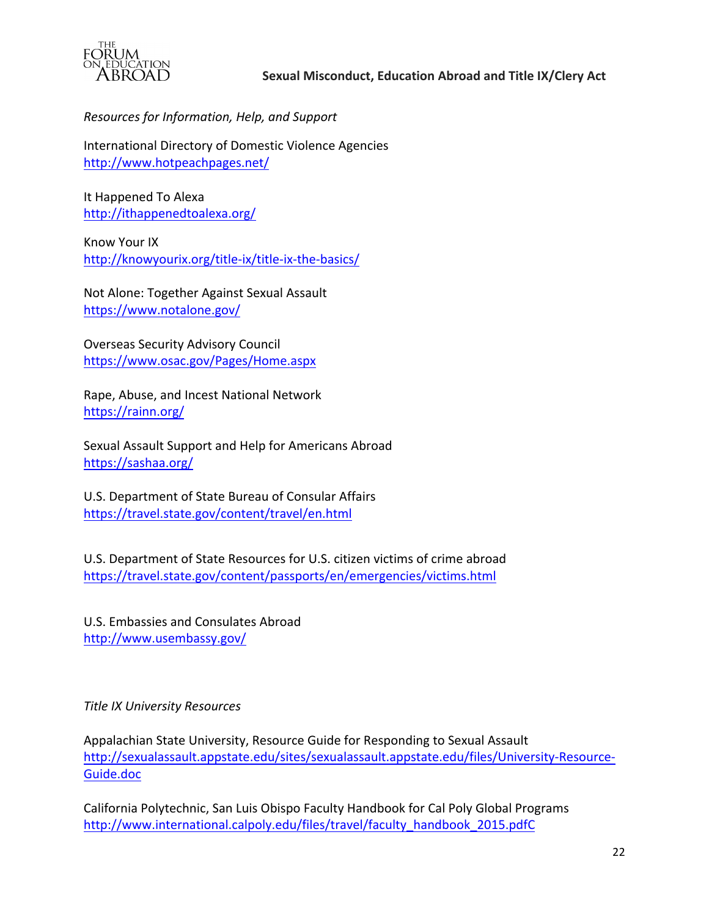*Resources for Information, Help, and Support*

International Directory of Domestic Violence Agencies
http://www.hotpeachpages.net/

It Happened To Alexa
http://ithappenedtoalexa.org/

Know Your IX
http://knowyourix.org/title-ix/title-ix-the-basics/

Not Alone: Together Against Sexual Assault
https://www.notalone.gov/

Overseas Security Advisory Council
https://www.osac.gov/Pages/Home.aspx

Rape, Abuse, and Incest National Network
https://rainn.org/

Sexual Assault Support and Help for Americans Abroad
https://sashaa.org/

U.S. Department of State Bureau of Consular Affairs
https://travel.state.gov/content/travel/en.html

U.S. Department of State Resources for U.S. citizen victims of crime abroad
https://travel.state.gov/content/passports/en/emergencies/victims.html

U.S. Embassies and Consulates Abroad
http://www.usembassy.gov/

*Title IX University Resources*

Appalachian State University, Resource Guide for Responding to Sexual Assault
http://sexualassault.appstate.edu/sites/sexualassault.appstate.edu/files/University-Resource-Guide.doc

California Polytechnic, San Luis Obispo Faculty Handbook for Cal Poly Global Programs
http://www.international.calpoly.edu/files/travel/faculty_handbook_2015.pdfC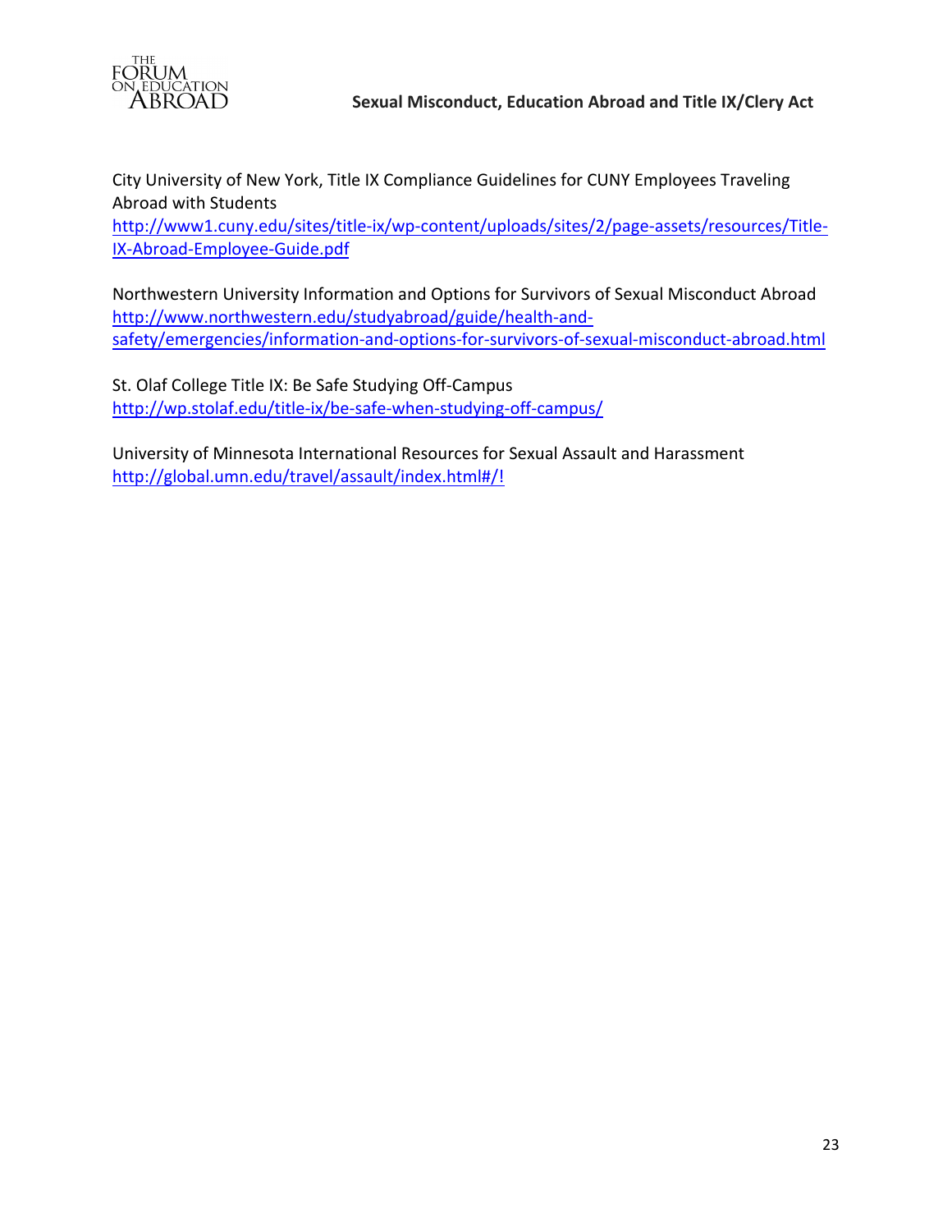City University of New York, Title IX Compliance Guidelines for CUNY Employees Traveling Abroad with Students
http://www1.cuny.edu/sites/title-ix/wp-content/uploads/sites/2/page-assets/resources/Title-IX-Abroad-Employee-Guide.pdf

Northwestern University Information and Options for Survivors of Sexual Misconduct Abroad
http://www.northwestern.edu/studyabroad/guide/health-and-safety/emergencies/information-and-options-for-survivors-of-sexual-misconduct-abroad.html

St. Olaf College Title IX: Be Safe Studying Off-Campus
http://wp.stolaf.edu/title-ix/be-safe-when-studying-off-campus/

University of Minnesota International Resources for Sexual Assault and Harassment
http://global.umn.edu/travel/assault/index.html#/!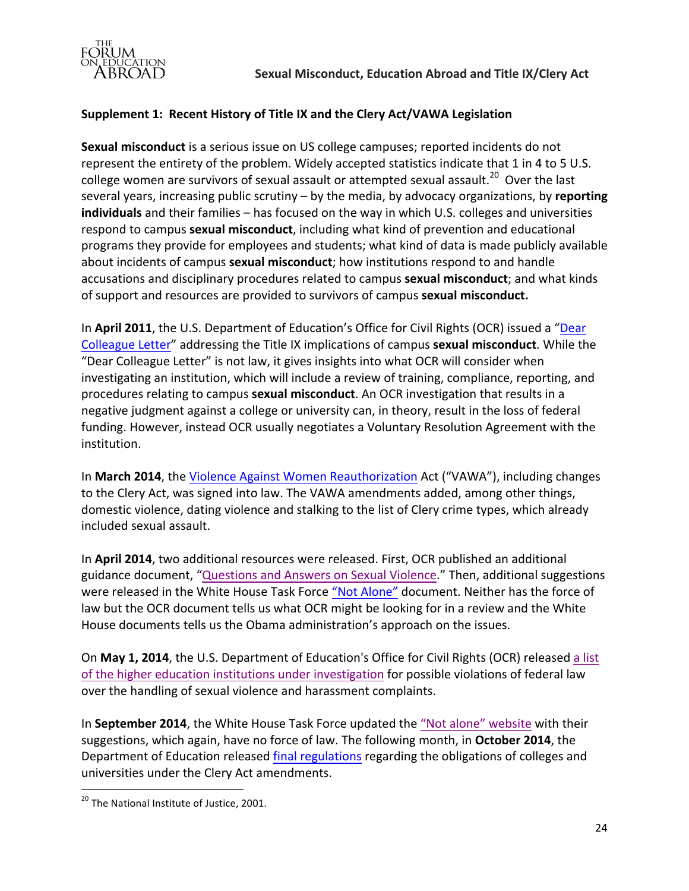## Supplement 1: Recent History of Title IX and the Clery Act/VAWA Legislation

**Sexual misconduct** is a serious issue on US college campuses; reported incidents do not represent the entirety of the problem. Widely accepted statistics indicate that 1 in 4 to 5 U.S. college women are survivors of sexual assault or attempted sexual assault.[20] Over the last several years, increasing public scrutiny – by the media, by advocacy organizations, by **reporting individuals** and their families – has focused on the way in which U.S. colleges and universities respond to campus **sexual misconduct**, including what kind of prevention and educational programs they provide for employees and students; what kind of data is made publicly available about incidents of campus **sexual misconduct**; how institutions respond to and handle accusations and disciplinary procedures related to campus **sexual misconduct**; and what kinds of support and resources are provided to survivors of campus **sexual misconduct.**

In **April 2011**, the U.S. Department of Education's Office for Civil Rights (OCR) issued a "Dear Colleague Letter" addressing the Title IX implications of campus **sexual misconduct**. While the "Dear Colleague Letter" is not law, it gives insights into what OCR will consider when investigating an institution, which will include a review of training, compliance, reporting, and procedures relating to campus **sexual misconduct**. An OCR investigation that results in a negative judgment against a college or university can, in theory, result in the loss of federal funding. However, instead OCR usually negotiates a Voluntary Resolution Agreement with the institution.

In **March 2014**, the Violence Against Women Reauthorization Act ("VAWA"), including changes to the Clery Act, was signed into law. The VAWA amendments added, among other things, domestic violence, dating violence and stalking to the list of Clery crime types, which already included sexual assault.

In **April 2014**, two additional resources were released. First, OCR published an additional guidance document, "Questions and Answers on Sexual Violence." Then, additional suggestions were released in the White House Task Force "Not Alone" document. Neither has the force of law but the OCR document tells us what OCR might be looking for in a review and the White House documents tells us the Obama administration's approach on the issues.

On **May 1, 2014**, the U.S. Department of Education's Office for Civil Rights (OCR) released a list of the higher education institutions under investigation for possible violations of federal law over the handling of sexual violence and harassment complaints.

In **September 2014**, the White House Task Force updated the "Not alone" website with their suggestions, which again, have no force of law. The following month, in **October 2014**, the Department of Education released final regulations regarding the obligations of colleges and universities under the Clery Act amendments.

---

[20] The National Institute of Justice, 2001.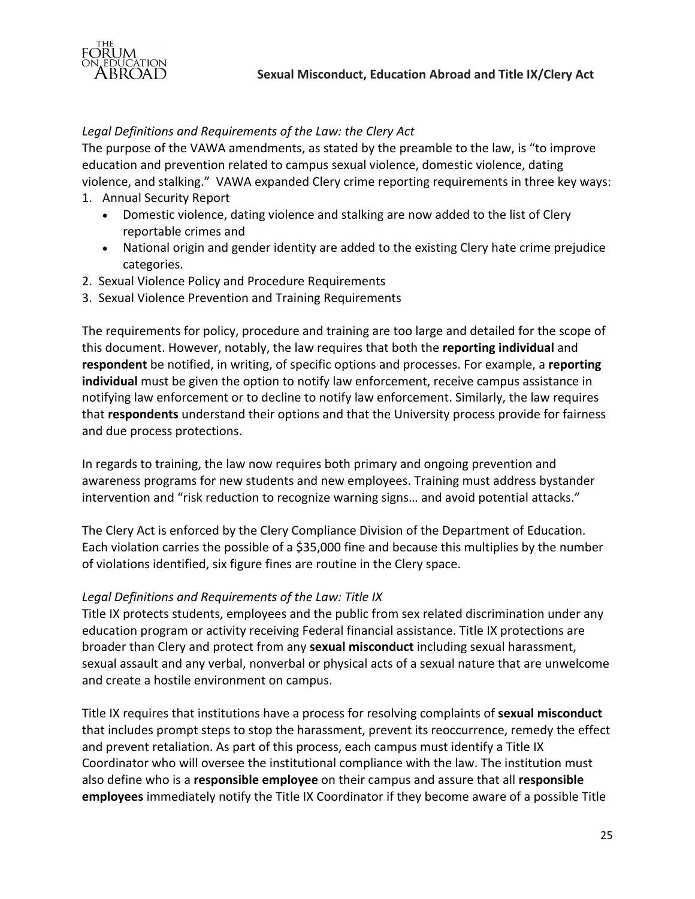*Legal Definitions and Requirements of the Law: the Clery Act*

The purpose of the VAWA amendments, as stated by the preamble to the law, is "to improve education and prevention related to campus sexual violence, domestic violence, dating violence, and stalking." VAWA expanded Clery crime reporting requirements in three key ways:

1. Annual Security Report
   - Domestic violence, dating violence and stalking are now added to the list of Clery reportable crimes and
   - National origin and gender identity are added to the existing Clery hate crime prejudice categories.
2. Sexual Violence Policy and Procedure Requirements
3. Sexual Violence Prevention and Training Requirements

The requirements for policy, procedure and training are too large and detailed for the scope of this document. However, notably, the law requires that both the **reporting individual** and **respondent** be notified, in writing, of specific options and processes. For example, a **reporting individual** must be given the option to notify law enforcement, receive campus assistance in notifying law enforcement or to decline to notify law enforcement. Similarly, the law requires that **respondents** understand their options and that the University process provide for fairness and due process protections.

In regards to training, the law now requires both primary and ongoing prevention and awareness programs for new students and new employees. Training must address bystander intervention and "risk reduction to recognize warning signs… and avoid potential attacks."

The Clery Act is enforced by the Clery Compliance Division of the Department of Education. Each violation carries the possible of a $35,000 fine and because this multiplies by the number of violations identified, six figure fines are routine in the Clery space.

*Legal Definitions and Requirements of the Law: Title IX*

Title IX protects students, employees and the public from sex related discrimination under any education program or activity receiving Federal financial assistance. Title IX protections are broader than Clery and protect from any **sexual misconduct** including sexual harassment, sexual assault and any verbal, nonverbal or physical acts of a sexual nature that are unwelcome and create a hostile environment on campus.

Title IX requires that institutions have a process for resolving complaints of **sexual misconduct** that includes prompt steps to stop the harassment, prevent its reoccurrence, remedy the effect and prevent retaliation. As part of this process, each campus must identify a Title IX Coordinator who will oversee the institutional compliance with the law. The institution must also define who is a **responsible employee** on their campus and assure that all **responsible employees** immediately notify the Title IX Coordinator if they become aware of a possible Title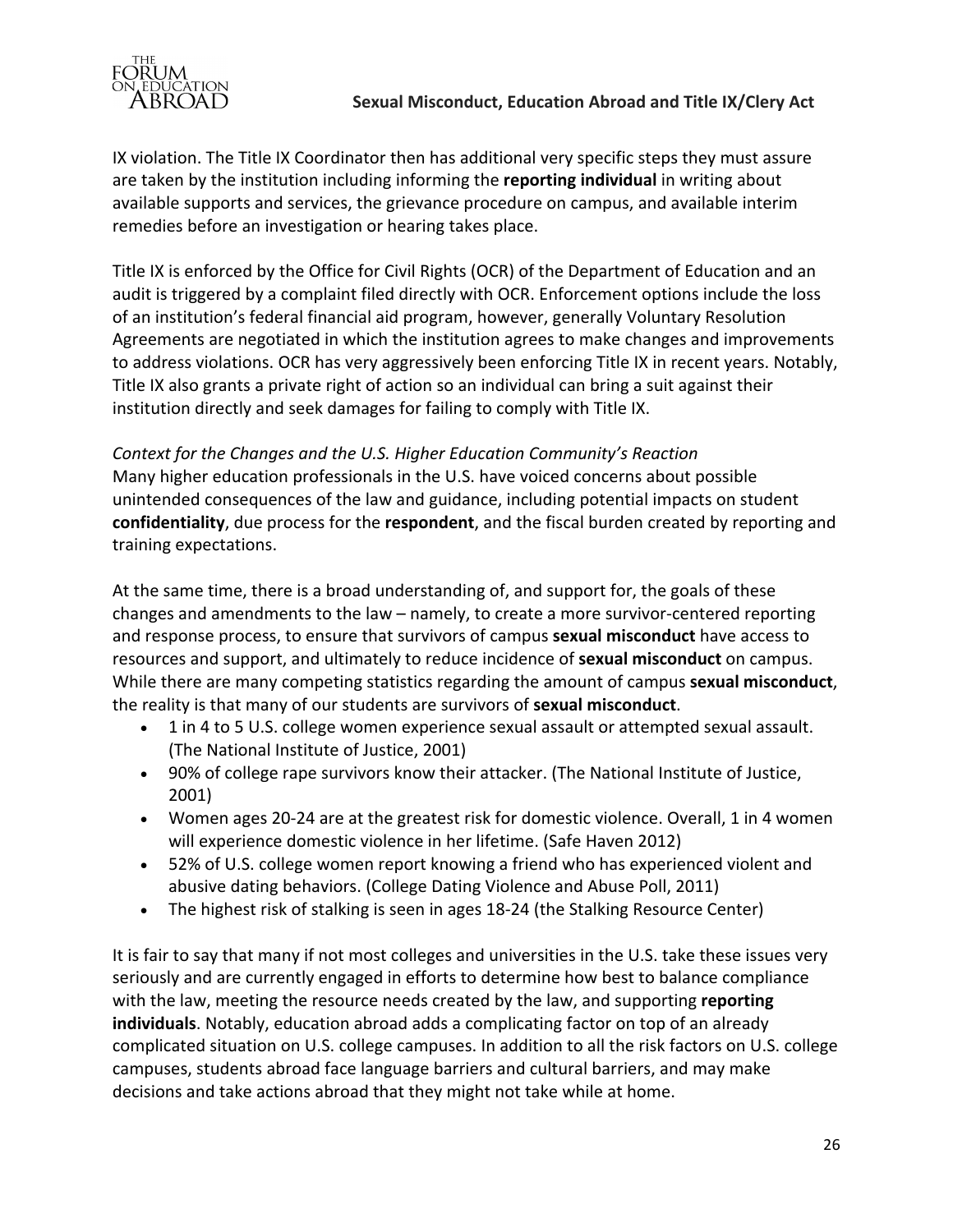IX violation. The Title IX Coordinator then has additional very specific steps they must assure are taken by the institution including informing the **reporting individual** in writing about available supports and services, the grievance procedure on campus, and available interim remedies before an investigation or hearing takes place.

Title IX is enforced by the Office for Civil Rights (OCR) of the Department of Education and an audit is triggered by a complaint filed directly with OCR. Enforcement options include the loss of an institution's federal financial aid program, however, generally Voluntary Resolution Agreements are negotiated in which the institution agrees to make changes and improvements to address violations. OCR has very aggressively been enforcing Title IX in recent years. Notably, Title IX also grants a private right of action so an individual can bring a suit against their institution directly and seek damages for failing to comply with Title IX.

*Context for the Changes and the U.S. Higher Education Community's Reaction*

Many higher education professionals in the U.S. have voiced concerns about possible unintended consequences of the law and guidance, including potential impacts on student **confidentiality**, due process for the **respondent**, and the fiscal burden created by reporting and training expectations.

At the same time, there is a broad understanding of, and support for, the goals of these changes and amendments to the law – namely, to create a more survivor-centered reporting and response process, to ensure that survivors of campus **sexual misconduct** have access to resources and support, and ultimately to reduce incidence of **sexual misconduct** on campus. While there are many competing statistics regarding the amount of campus **sexual misconduct**, the reality is that many of our students are survivors of **sexual misconduct**.

- 1 in 4 to 5 U.S. college women experience sexual assault or attempted sexual assault. (The National Institute of Justice, 2001)
- 90% of college rape survivors know their attacker. (The National Institute of Justice, 2001)
- Women ages 20-24 are at the greatest risk for domestic violence. Overall, 1 in 4 women will experience domestic violence in her lifetime. (Safe Haven 2012)
- 52% of U.S. college women report knowing a friend who has experienced violent and abusive dating behaviors. (College Dating Violence and Abuse Poll, 2011)
- The highest risk of stalking is seen in ages 18-24 (the Stalking Resource Center)

It is fair to say that many if not most colleges and universities in the U.S. take these issues very seriously and are currently engaged in efforts to determine how best to balance compliance with the law, meeting the resource needs created by the law, and supporting **reporting individuals**. Notably, education abroad adds a complicating factor on top of an already complicated situation on U.S. college campuses. In addition to all the risk factors on U.S. college campuses, students abroad face language barriers and cultural barriers, and may make decisions and take actions abroad that they might not take while at home.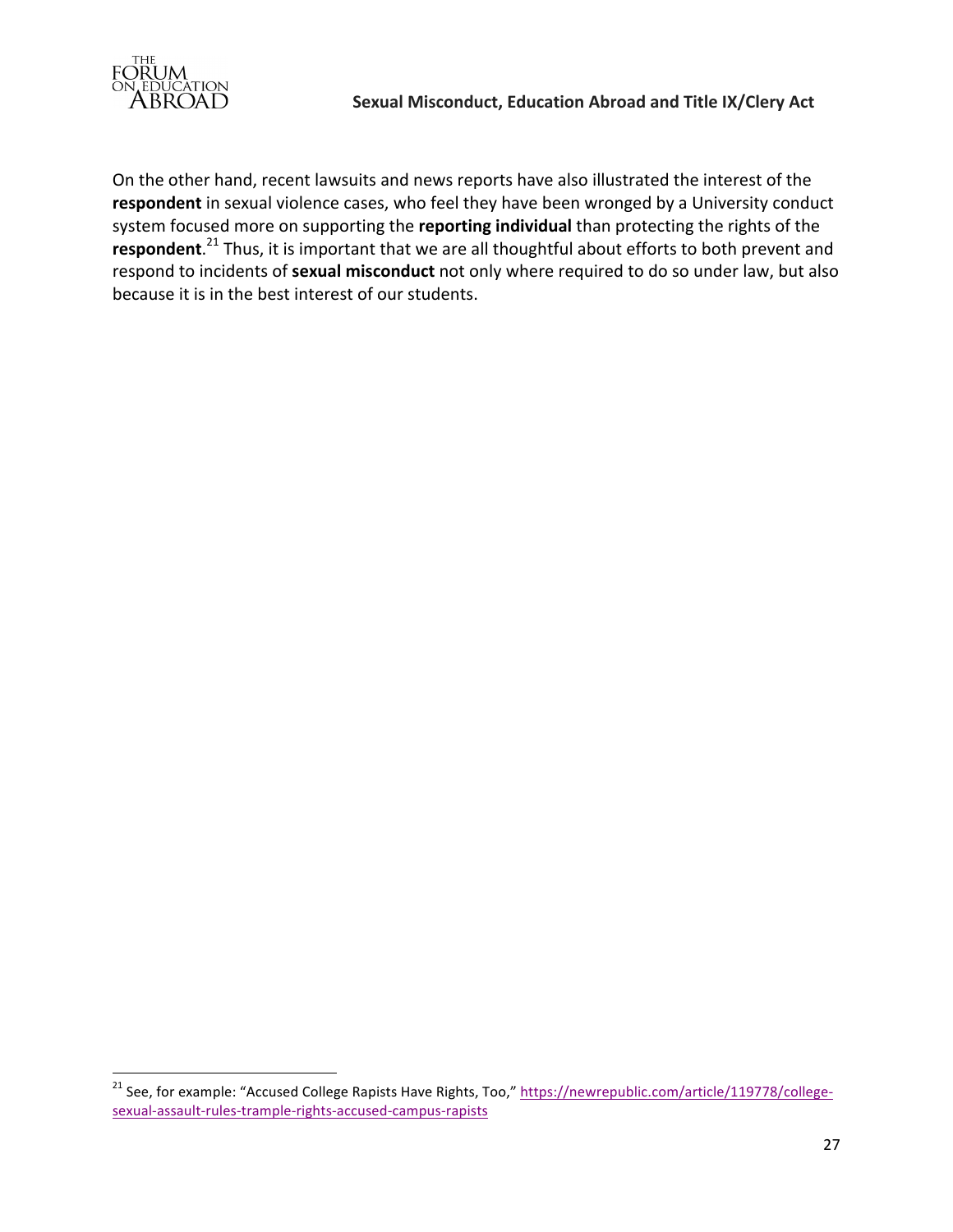On the other hand, recent lawsuits and news reports have also illustrated the interest of the **respondent** in sexual violence cases, who feel they have been wronged by a University conduct system focused more on supporting the **reporting individual** than protecting the rights of the **respondent**.[21] Thus, it is important that we are all thoughtful about efforts to both prevent and respond to incidents of **sexual misconduct** not only where required to do so under law, but also because it is in the best interest of our students.

---

[21] See, for example: "Accused College Rapists Have Rights, Too," https://newrepublic.com/article/119778/college-sexual-assault-rules-trample-rights-accused-campus-rapists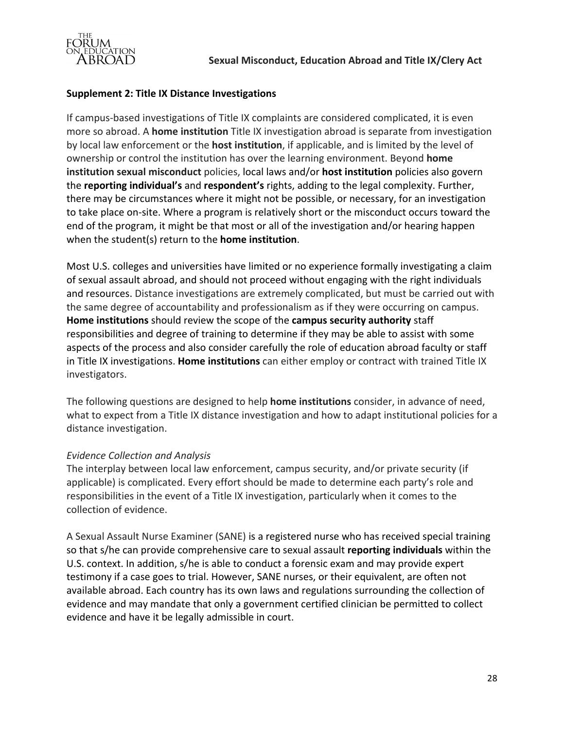## Supplement 2: Title IX Distance Investigations

If campus-based investigations of Title IX complaints are considered complicated, it is even more so abroad. A **home institution** Title IX investigation abroad is separate from investigation by local law enforcement or the **host institution**, if applicable, and is limited by the level of ownership or control the institution has over the learning environment. Beyond **home institution sexual misconduct** policies, local laws and/or **host institution** policies also govern the **reporting individual's** and **respondent's** rights, adding to the legal complexity. Further, there may be circumstances where it might not be possible, or necessary, for an investigation to take place on-site. Where a program is relatively short or the misconduct occurs toward the end of the program, it might be that most or all of the investigation and/or hearing happen when the student(s) return to the **home institution**.

Most U.S. colleges and universities have limited or no experience formally investigating a claim of sexual assault abroad, and should not proceed without engaging with the right individuals and resources. Distance investigations are extremely complicated, but must be carried out with the same degree of accountability and professionalism as if they were occurring on campus. **Home institutions** should review the scope of the **campus security authority** staff responsibilities and degree of training to determine if they may be able to assist with some aspects of the process and also consider carefully the role of education abroad faculty or staff in Title IX investigations. **Home institutions** can either employ or contract with trained Title IX investigators.

The following questions are designed to help **home institutions** consider, in advance of need, what to expect from a Title IX distance investigation and how to adapt institutional policies for a distance investigation.

*Evidence Collection and Analysis*

The interplay between local law enforcement, campus security, and/or private security (if applicable) is complicated. Every effort should be made to determine each party's role and responsibilities in the event of a Title IX investigation, particularly when it comes to the collection of evidence.

A Sexual Assault Nurse Examiner (SANE) is a registered nurse who has received special training so that s/he can provide comprehensive care to sexual assault **reporting individuals** within the U.S. context. In addition, s/he is able to conduct a forensic exam and may provide expert testimony if a case goes to trial. However, SANE nurses, or their equivalent, are often not available abroad. Each country has its own laws and regulations surrounding the collection of evidence and may mandate that only a government certified clinician be permitted to collect evidence and have it be legally admissible in court.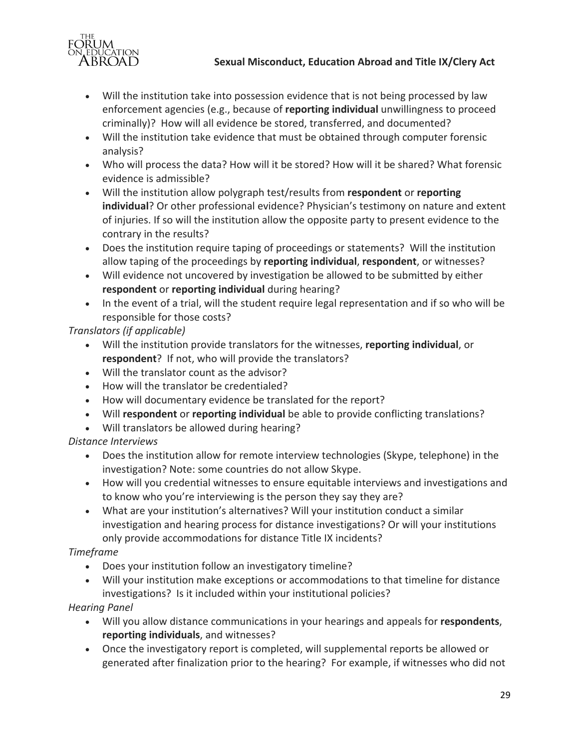- Will the institution take into possession evidence that is not being processed by law enforcement agencies (e.g., because of **reporting individual** unwillingness to proceed criminally)? How will all evidence be stored, transferred, and documented?
- Will the institution take evidence that must be obtained through computer forensic analysis?
- Who will process the data? How will it be stored? How will it be shared? What forensic evidence is admissible?
- Will the institution allow polygraph test/results from **respondent** or **reporting individual**? Or other professional evidence? Physician's testimony on nature and extent of injuries. If so will the institution allow the opposite party to present evidence to the contrary in the results?
- Does the institution require taping of proceedings or statements? Will the institution allow taping of the proceedings by **reporting individual**, **respondent**, or witnesses?
- Will evidence not uncovered by investigation be allowed to be submitted by either **respondent** or **reporting individual** during hearing?
- In the event of a trial, will the student require legal representation and if so who will be responsible for those costs?

*Translators (if applicable)*

- Will the institution provide translators for the witnesses, **reporting individual**, or **respondent**? If not, who will provide the translators?
- Will the translator count as the advisor?
- How will the translator be credentialed?
- How will documentary evidence be translated for the report?
- Will **respondent** or **reporting individual** be able to provide conflicting translations?
- Will translators be allowed during hearing?

*Distance Interviews*

- Does the institution allow for remote interview technologies (Skype, telephone) in the investigation? Note: some countries do not allow Skype.
- How will you credential witnesses to ensure equitable interviews and investigations and to know who you're interviewing is the person they say they are?
- What are your institution's alternatives? Will your institution conduct a similar investigation and hearing process for distance investigations? Or will your institutions only provide accommodations for distance Title IX incidents?

*Timeframe*

- Does your institution follow an investigatory timeline?
- Will your institution make exceptions or accommodations to that timeline for distance investigations? Is it included within your institutional policies?

*Hearing Panel*

- Will you allow distance communications in your hearings and appeals for **respondents**, **reporting individuals**, and witnesses?
- Once the investigatory report is completed, will supplemental reports be allowed or generated after finalization prior to the hearing? For example, if witnesses who did not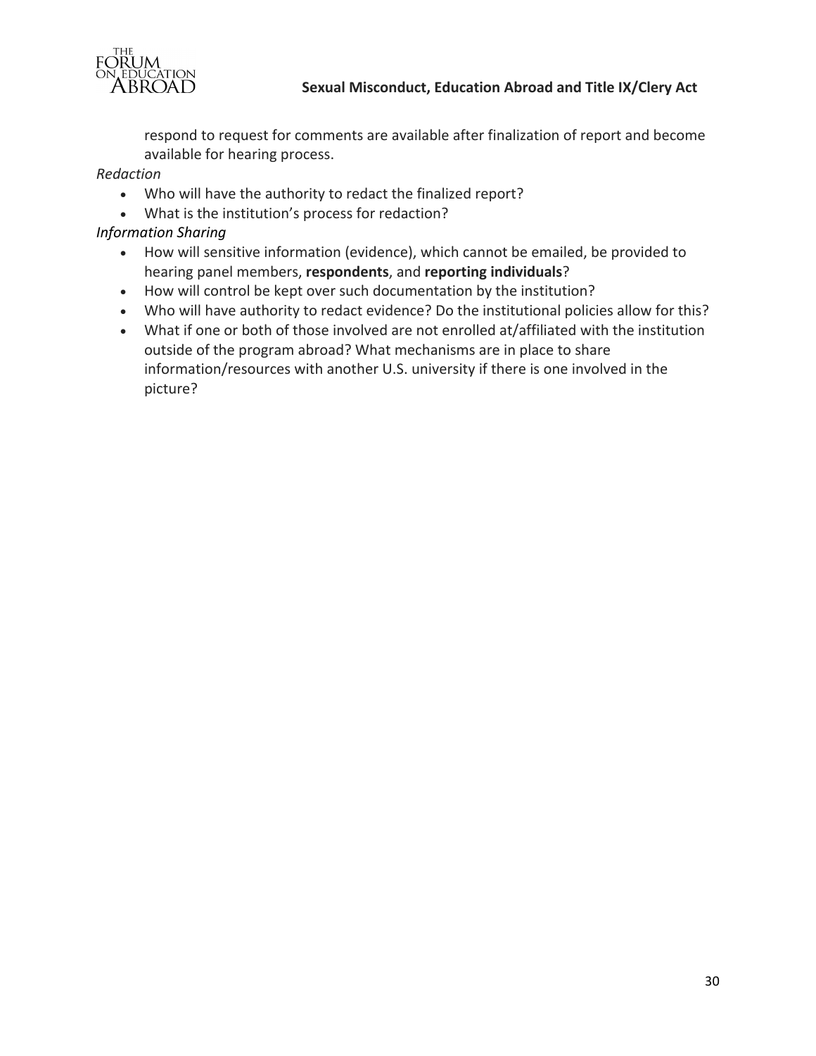respond to request for comments are available after finalization of report and become available for hearing process.

*Redaction*

- Who will have the authority to redact the finalized report?
- What is the institution's process for redaction?

*Information Sharing*

- How will sensitive information (evidence), which cannot be emailed, be provided to hearing panel members, **respondents**, and **reporting individuals**?
- How will control be kept over such documentation by the institution?
- Who will have authority to redact evidence? Do the institutional policies allow for this?
- What if one or both of those involved are not enrolled at/affiliated with the institution outside of the program abroad? What mechanisms are in place to share information/resources with another U.S. university if there is one involved in the picture?